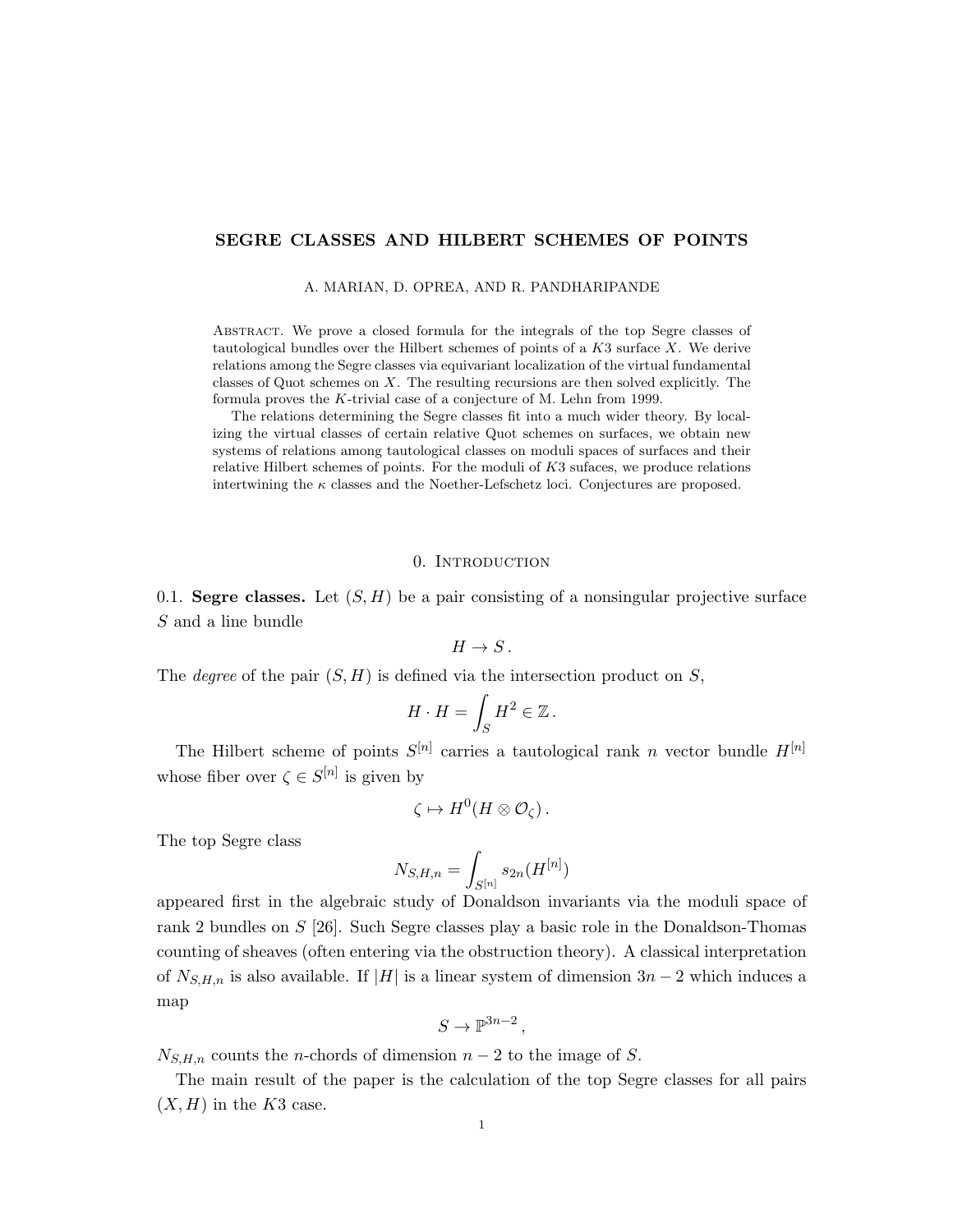# SEGRE CLASSES AND HILBERT SCHEMES OF POINTS

A. MARIAN, D. OPREA, AND R. PANDHARIPANDE

Abstract. We prove a closed formula for the integrals of the top Segre classes of tautological bundles over the Hilbert schemes of points of a $K3$ surface $X$. We derive relations among the Segre classes via equivariant localization of the virtual fundamental classes of Quot schemes on $X$. The resulting recursions are then solved explicitly. The formula proves the $K$-trivial case of a conjecture of M. Lehn from 1999.

The relations determining the Segre classes fit into a much wider theory. By localizing the virtual classes of certain relative Quot schemes on surfaces, we obtain new systems of relations among tautological classes on moduli spaces of surfaces and their relative Hilbert schemes of points. For the moduli of $K3$ sufaces, we produce relations intertwining the $\kappa$ classes and the Noether-Lefschetz loci. Conjectures are proposed.

## 0. Introduction

**0.1. Segre classes.** Let $(S, H)$ be a pair consisting of a nonsingular projective surface $S$ and a line bundle

$$H \to S\,.$$

The *degree* of the pair $(S, H)$ is defined via the intersection product on $S$,

$$H \cdot H = \int_S H^2 \in \mathbb{Z}\,.$$

The Hilbert scheme of points $S^{[n]}$ carries a tautological rank $n$ vector bundle $H^{[n]}$ whose fiber over $\zeta \in S^{[n]}$ is given by

$$\zeta \mapsto H^0(H \otimes \mathcal{O}_\zeta)\,.$$

The top Segre class

$$N_{S,H,n} = \int_{S^{[n]}} s_{2n}(H^{[n]})$$

appeared first in the algebraic study of Donaldson invariants via the moduli space of rank 2 bundles on $S$ [26]. Such Segre classes play a basic role in the Donaldson-Thomas counting of sheaves (often entering via the obstruction theory). A classical interpretation of $N_{S,H,n}$ is also available. If $|H|$ is a linear system of dimension $3n-2$ which induces a map

$$S \to \mathbb{P}^{3n-2}\,,$$

$N_{S,H,n}$ counts the $n$-chords of dimension $n-2$ to the image of $S$.

The main result of the paper is the calculation of the top Segre classes for all pairs $(X, H)$ in the $K3$ case.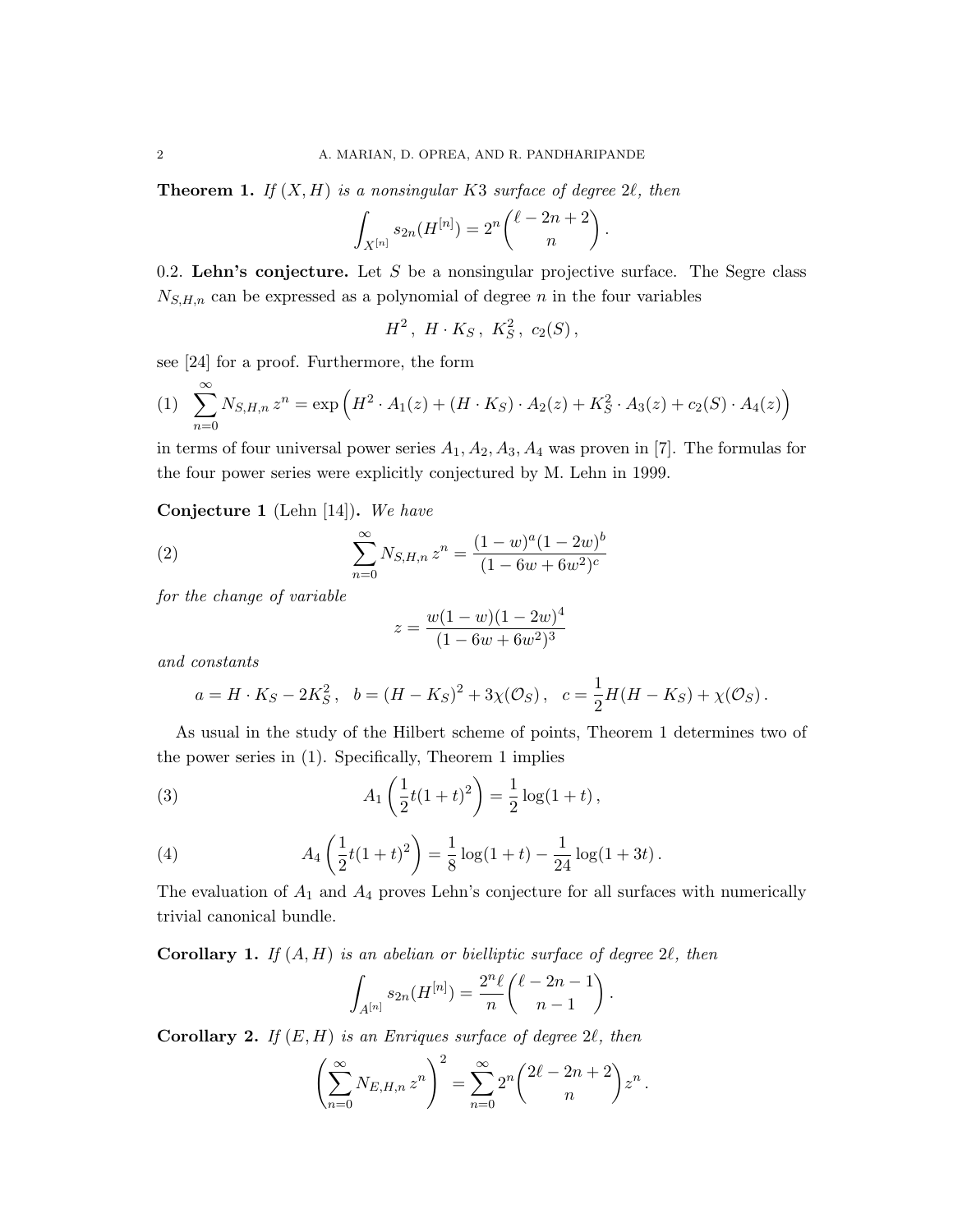**Theorem 1.** *If $(X, H)$ is a nonsingular K3 surface of degree $2\ell$, then*

$$\int_{X^{[n]}} s_{2n}(H^{[n]}) = 2^n \binom{\ell - 2n + 2}{n}.$$

0.2. **Lehn's conjecture.** Let $S$ be a nonsingular projective surface. The Segre class $N_{S,H,n}$ can be expressed as a polynomial of degree $n$ in the four variables

$$H^2\,,\ H \cdot K_S\,,\ K_S^2\,,\ c_2(S)\,,$$

see [24] for a proof. Furthermore, the form

$$\sum_{n=0}^{\infty} N_{S,H,n}\, z^n = \exp\Big(H^2 \cdot A_1(z) + (H \cdot K_S) \cdot A_2(z) + K_S^2 \cdot A_3(z) + c_2(S) \cdot A_4(z)\Big) \tag{1}$$

in terms of four universal power series $A_1, A_2, A_3, A_4$ was proven in [7]. The formulas for the four power series were explicitly conjectured by M. Lehn in 1999.

**Conjecture 1** (Lehn [14])**.** *We have*

$$\sum_{n=0}^{\infty} N_{S,H,n}\, z^n = \frac{(1-w)^a (1-2w)^b}{(1-6w+6w^2)^c} \tag{2}$$

*for the change of variable*

$$z = \frac{w(1-w)(1-2w)^4}{(1-6w+6w^2)^3}$$

*and constants*

$$a = H \cdot K_S - 2K_S^2\,, \quad b = (H - K_S)^2 + 3\chi(\mathcal{O}_S)\,, \quad c = \frac{1}{2} H(H - K_S) + \chi(\mathcal{O}_S)\,.$$

As usual in the study of the Hilbert scheme of points, Theorem 1 determines two of the power series in (1). Specifically, Theorem 1 implies

$$A_1\left(\frac{1}{2}t(1+t)^2\right) = \frac{1}{2}\log(1+t)\,, \tag{3}$$

$$A_4\left(\frac{1}{2}t(1+t)^2\right) = \frac{1}{8}\log(1+t) - \frac{1}{24}\log(1+3t)\,. \tag{4}$$

The evaluation of $A_1$ and $A_4$ proves Lehn's conjecture for all surfaces with numerically trivial canonical bundle.

**Corollary 1.** *If $(A, H)$ is an abelian or bielliptic surface of degree $2\ell$, then*

$$\int_{A^{[n]}} s_{2n}(H^{[n]}) = \frac{2^n \ell}{n} \binom{\ell - 2n - 1}{n - 1}.$$

**Corollary 2.** *If $(E, H)$ is an Enriques surface of degree $2\ell$, then*

$$\left(\sum_{n=0}^{\infty} N_{E,H,n}\, z^n\right)^2 = \sum_{n=0}^{\infty} 2^n \binom{2\ell - 2n + 2}{n} z^n.$$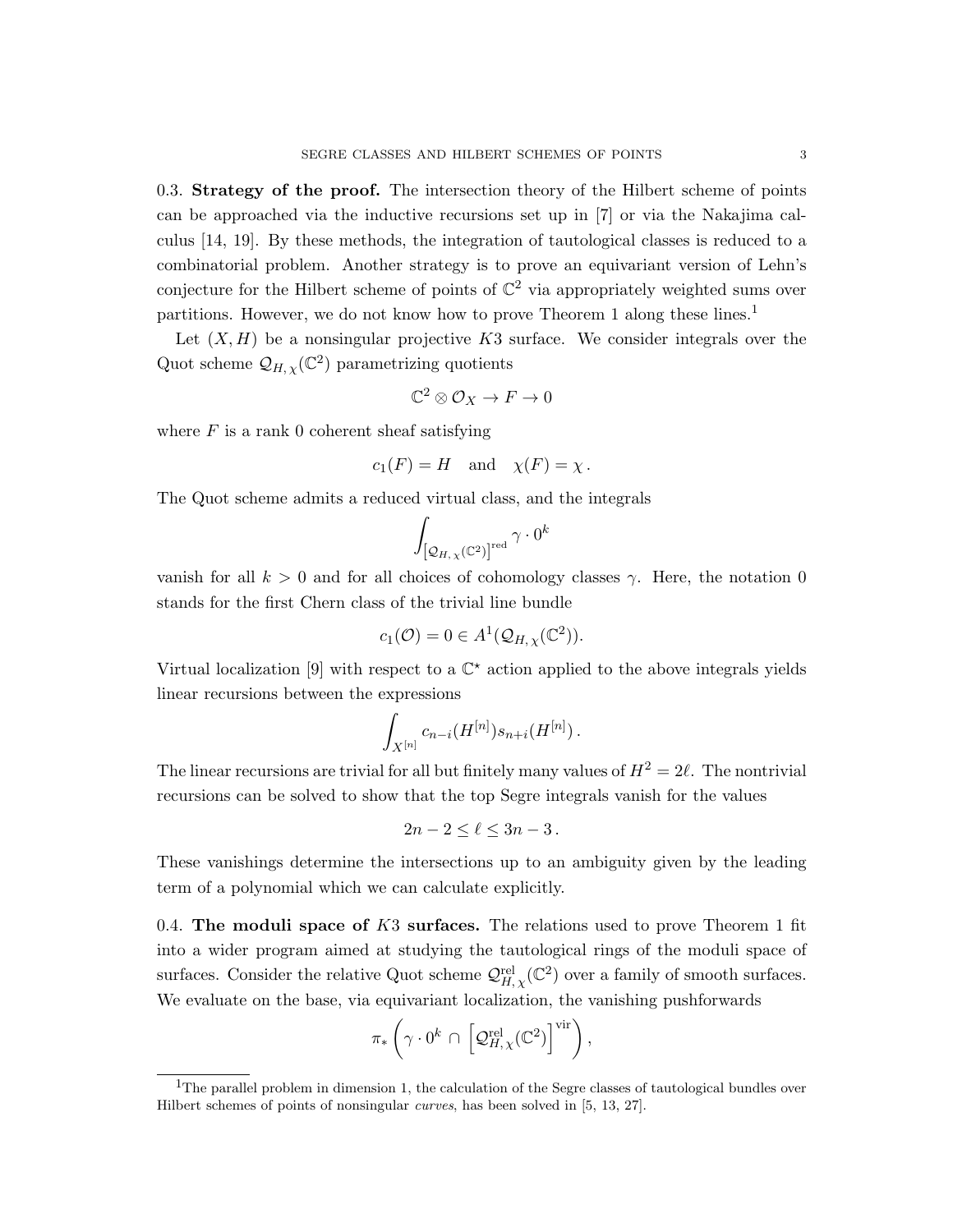**0.3. Strategy of the proof.** The intersection theory of the Hilbert scheme of points can be approached via the inductive recursions set up in [7] or via the Nakajima calculus [14, 19]. By these methods, the integration of tautological classes is reduced to a combinatorial problem. Another strategy is to prove an equivariant version of Lehn's conjecture for the Hilbert scheme of points of $\mathbb{C}^2$ via appropriately weighted sums over partitions. However, we do not know how to prove Theorem 1 along these lines.[1]

Let $(X, H)$ be a nonsingular projective $K3$ surface. We consider integrals over the Quot scheme $\mathcal{Q}_{H,\chi}(\mathbb{C}^2)$ parametrizing quotients

$$\mathbb{C}^2 \otimes \mathcal{O}_X \to F \to 0$$

where $F$ is a rank 0 coherent sheaf satisfying

$$c_1(F) = H \quad \text{and} \quad \chi(F) = \chi\,.$$

The Quot scheme admits a reduced virtual class, and the integrals

$$\int_{[\mathcal{Q}_{H,\chi}(\mathbb{C}^2)]^{\mathrm{red}}} \gamma \cdot 0^k$$

vanish for all $k > 0$ and for all choices of cohomology classes $\gamma$. Here, the notation 0 stands for the first Chern class of the trivial line bundle

$$c_1(\mathcal{O}) = 0 \in A^1(\mathcal{Q}_{H,\chi}(\mathbb{C}^2)).$$

Virtual localization [9] with respect to a $\mathbb{C}^\star$ action applied to the above integrals yields linear recursions between the expressions

$$\int_{X^{[n]}} c_{n-i}(H^{[n]}) s_{n+i}(H^{[n]})\,.$$

The linear recursions are trivial for all but finitely many values of $H^2 = 2\ell$. The nontrivial recursions can be solved to show that the top Segre integrals vanish for the values

$$2n - 2 \leq \ell \leq 3n - 3\,.$$

These vanishings determine the intersections up to an ambiguity given by the leading term of a polynomial which we can calculate explicitly.

**0.4. The moduli space of $K3$ surfaces.** The relations used to prove Theorem 1 fit into a wider program aimed at studying the tautological rings of the moduli space of surfaces. Consider the relative Quot scheme $\mathcal{Q}^{\mathrm{rel}}_{H,\chi}(\mathbb{C}^2)$ over a family of smooth surfaces. We evaluate on the base, via equivariant localization, the vanishing pushforwards

$$\pi_* \left( \gamma \cdot 0^k \, \cap \, \left[\mathcal{Q}^{\mathrm{rel}}_{H,\chi}(\mathbb{C}^2)\right]^{\mathrm{vir}} \right),$$

[1] The parallel problem in dimension 1, the calculation of the Segre classes of tautological bundles over Hilbert schemes of points of nonsingular *curves*, has been solved in [5, 13, 27].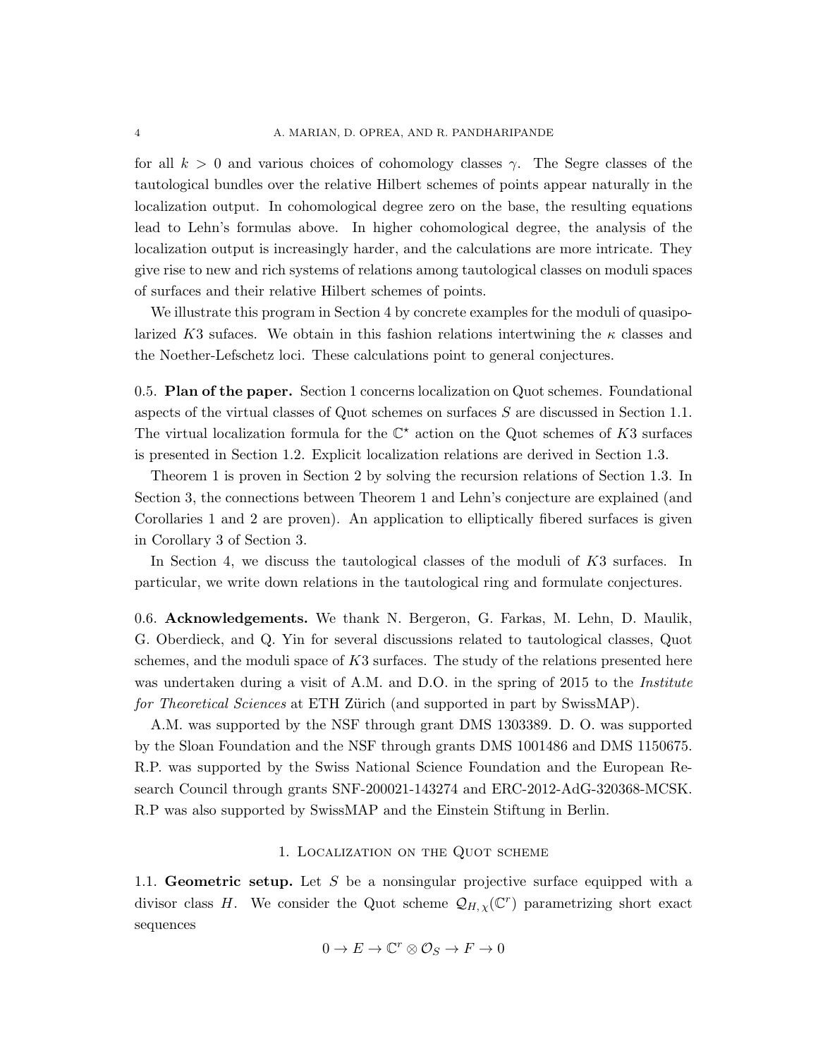for all $k > 0$ and various choices of cohomology classes $\gamma$. The Segre classes of the tautological bundles over the relative Hilbert schemes of points appear naturally in the localization output. In cohomological degree zero on the base, the resulting equations lead to Lehn's formulas above. In higher cohomological degree, the analysis of the localization output is increasingly harder, and the calculations are more intricate. They give rise to new and rich systems of relations among tautological classes on moduli spaces of surfaces and their relative Hilbert schemes of points.

We illustrate this program in Section 4 by concrete examples for the moduli of quasipolarized $K3$ sufaces. We obtain in this fashion relations intertwining the $\kappa$ classes and the Noether-Lefschetz loci. These calculations point to general conjectures.

**0.5. Plan of the paper.** Section 1 concerns localization on Quot schemes. Foundational aspects of the virtual classes of Quot schemes on surfaces $S$ are discussed in Section 1.1. The virtual localization formula for the $\mathbb{C}^\star$ action on the Quot schemes of $K3$ surfaces is presented in Section 1.2. Explicit localization relations are derived in Section 1.3.

Theorem 1 is proven in Section 2 by solving the recursion relations of Section 1.3. In Section 3, the connections between Theorem 1 and Lehn's conjecture are explained (and Corollaries 1 and 2 are proven). An application to elliptically fibered surfaces is given in Corollary 3 of Section 3.

In Section 4, we discuss the tautological classes of the moduli of $K3$ surfaces. In particular, we write down relations in the tautological ring and formulate conjectures.

**0.6. Acknowledgements.** We thank N. Bergeron, G. Farkas, M. Lehn, D. Maulik, G. Oberdieck, and Q. Yin for several discussions related to tautological classes, Quot schemes, and the moduli space of $K3$ surfaces. The study of the relations presented here was undertaken during a visit of A.M. and D.O. in the spring of 2015 to the *Institute for Theoretical Sciences* at ETH Zürich (and supported in part by SwissMAP).

A.M. was supported by the NSF through grant DMS 1303389. D. O. was supported by the Sloan Foundation and the NSF through grants DMS 1001486 and DMS 1150675. R.P. was supported by the Swiss National Science Foundation and the European Research Council through grants SNF-200021-143274 and ERC-2012-AdG-320368-MCSK. R.P was also supported by SwissMAP and the Einstein Stiftung in Berlin.

## 1. Localization on the Quot scheme

**1.1. Geometric setup.** Let $S$ be a nonsingular projective surface equipped with a divisor class $H$. We consider the Quot scheme $\mathcal{Q}_{H,\chi}(\mathbb{C}^r)$ parametrizing short exact sequences

$$0 \to E \to \mathbb{C}^r \otimes \mathcal{O}_S \to F \to 0$$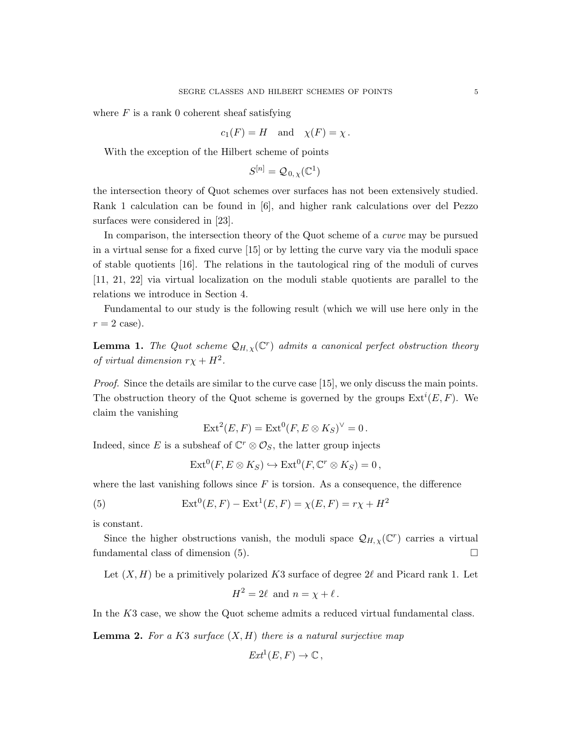where $F$ is a rank 0 coherent sheaf satisfying

$$c_1(F) = H \quad \text{and} \quad \chi(F) = \chi\,.$$

With the exception of the Hilbert scheme of points

$$S^{[n]} = \mathcal{Q}_{0,\,\chi}(\mathbb{C}^1)$$

the intersection theory of Quot schemes over surfaces has not been extensively studied. Rank 1 calculation can be found in [6], and higher rank calculations over del Pezzo surfaces were considered in [23].

In comparison, the intersection theory of the Quot scheme of a *curve* may be pursued in a virtual sense for a fixed curve [15] or by letting the curve vary via the moduli space of stable quotients [16]. The relations in the tautological ring of the moduli of curves [11, 21, 22] via virtual localization on the moduli stable quotients are parallel to the relations we introduce in Section 4.

Fundamental to our study is the following result (which we will use here only in the $r = 2$ case).

**Lemma 1.** *The Quot scheme $\mathcal{Q}_{H,\,\chi}(\mathbb{C}^r)$ admits a canonical perfect obstruction theory of virtual dimension $r\chi + H^2$.*

*Proof.* Since the details are similar to the curve case [15], we only discuss the main points. The obstruction theory of the Quot scheme is governed by the groups $\mathrm{Ext}^i(E, F)$. We claim the vanishing

$$\mathrm{Ext}^2(E, F) = \mathrm{Ext}^0(F, E \otimes K_S)^\vee = 0\,.$$

Indeed, since $E$ is a subsheaf of $\mathbb{C}^r \otimes \mathcal{O}_S$, the latter group injects

$$\mathrm{Ext}^0(F, E \otimes K_S) \hookrightarrow \mathrm{Ext}^0(F, \mathbb{C}^r \otimes K_S) = 0\,,$$

where the last vanishing follows since $F$ is torsion. As a consequence, the difference

$$\mathrm{Ext}^0(E, F) - \mathrm{Ext}^1(E, F) = \chi(E, F) = r\chi + H^2 \tag{5}$$

is constant.

Since the higher obstructions vanish, the moduli space $\mathcal{Q}_{H,\,\chi}(\mathbb{C}^r)$ carries a virtual fundamental class of dimension (5). $\square$

Let $(X, H)$ be a primitively polarized $K3$ surface of degree $2\ell$ and Picard rank 1. Let

$$H^2 = 2\ell \;\text{ and }\; n = \chi + \ell\,.$$

In the $K3$ case, we show the Quot scheme admits a reduced virtual fundamental class.

**Lemma 2.** *For a $K3$ surface $(X, H)$ there is a natural surjective map*

$$Ext^1(E, F) \to \mathbb{C}\,,$$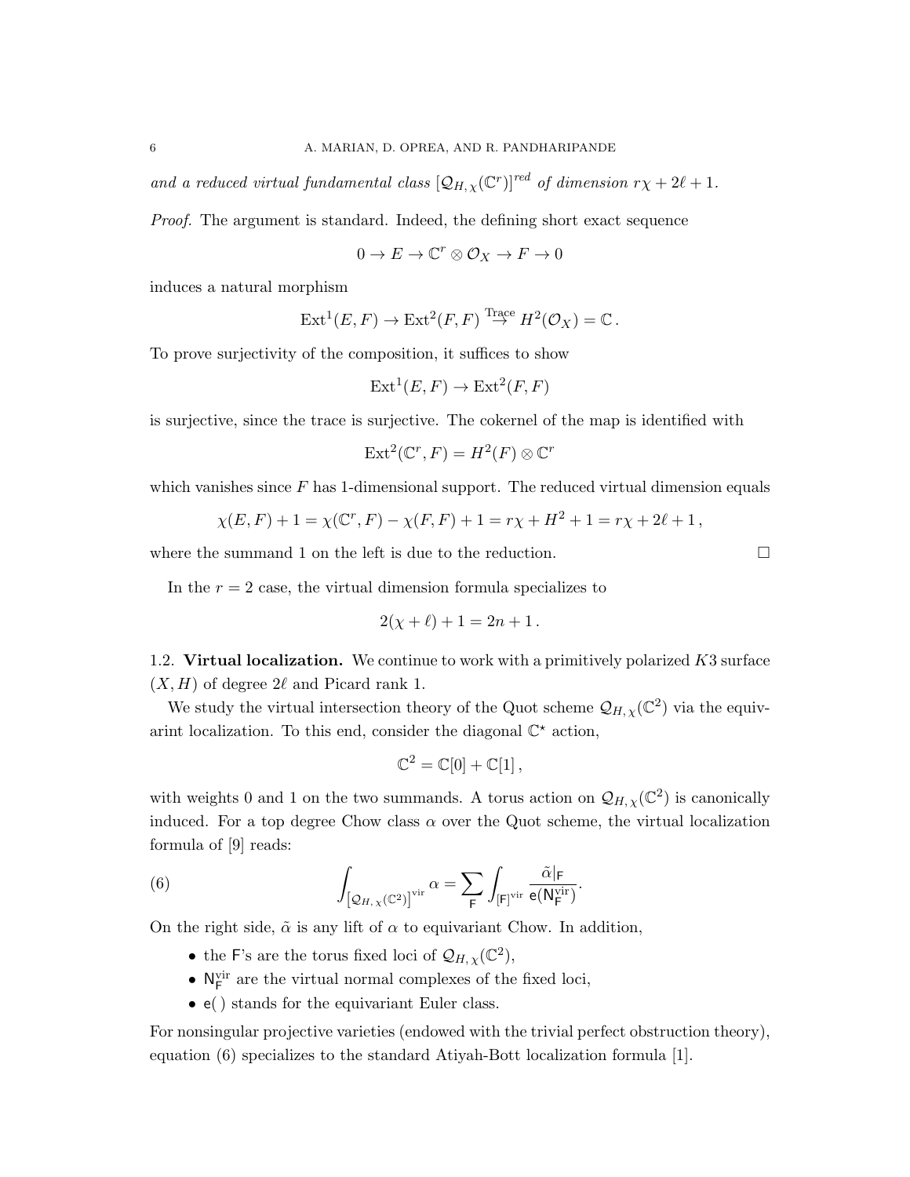*and a reduced virtual fundamental class* $[\mathcal{Q}_{H,\chi}(\mathbb{C}^r)]^{red}$ *of dimension* $r\chi + 2\ell + 1$.

*Proof.* The argument is standard. Indeed, the defining short exact sequence

$$0 \to E \to \mathbb{C}^r \otimes \mathcal{O}_X \to F \to 0$$

induces a natural morphism

$$\operatorname{Ext}^1(E, F) \to \operatorname{Ext}^2(F, F) \stackrel{\text{Trace}}{\to} H^2(\mathcal{O}_X) = \mathbb{C}\,.$$

To prove surjectivity of the composition, it suffices to show

$$\operatorname{Ext}^1(E, F) \to \operatorname{Ext}^2(F, F)$$

is surjective, since the trace is surjective. The cokernel of the map is identified with

$$\operatorname{Ext}^2(\mathbb{C}^r, F) = H^2(F) \otimes \mathbb{C}^r$$

which vanishes since $F$ has 1-dimensional support. The reduced virtual dimension equals

$$\chi(E, F) + 1 = \chi(\mathbb{C}^r, F) - \chi(F, F) + 1 = r\chi + H^2 + 1 = r\chi + 2\ell + 1\,,$$

where the summand 1 on the left is due to the reduction. ☐

In the $r = 2$ case, the virtual dimension formula specializes to

$$2(\chi + \ell) + 1 = 2n + 1\,.$$

**1.2. Virtual localization.** We continue to work with a primitively polarized $K3$ surface $(X, H)$ of degree $2\ell$ and Picard rank 1.

We study the virtual intersection theory of the Quot scheme $\mathcal{Q}_{H,\chi}(\mathbb{C}^2)$ via the equivariant localization. To this end, consider the diagonal $\mathbb{C}^\star$ action,

$$\mathbb{C}^2 = \mathbb{C}[0] + \mathbb{C}[1]\,,$$

with weights 0 and 1 on the two summands. A torus action on $\mathcal{Q}_{H,\chi}(\mathbb{C}^2)$ is canonically induced. For a top degree Chow class $\alpha$ over the Quot scheme, the virtual localization formula of [9] reads:

$$\int_{[\mathcal{Q}_{H,\chi}(\mathbb{C}^2)]^{\text{vir}}} \alpha = \sum_{\mathsf{F}} \int_{[\mathsf{F}]^{\text{vir}}} \frac{\tilde{\alpha}|_{\mathsf{F}}}{\mathsf{e}(\mathsf{N}^{\text{vir}}_{\mathsf{F}})}. \tag{6}$$

On the right side, $\tilde{\alpha}$ is any lift of $\alpha$ to equivariant Chow. In addition,

- the $\mathsf{F}$'s are the torus fixed loci of $\mathcal{Q}_{H,\chi}(\mathbb{C}^2)$,
- $\mathsf{N}^{\text{vir}}_{\mathsf{F}}$ are the virtual normal complexes of the fixed loci,
- $\mathsf{e}(\,)$ stands for the equivariant Euler class.

For nonsingular projective varieties (endowed with the trivial perfect obstruction theory), equation (6) specializes to the standard Atiyah-Bott localization formula [1].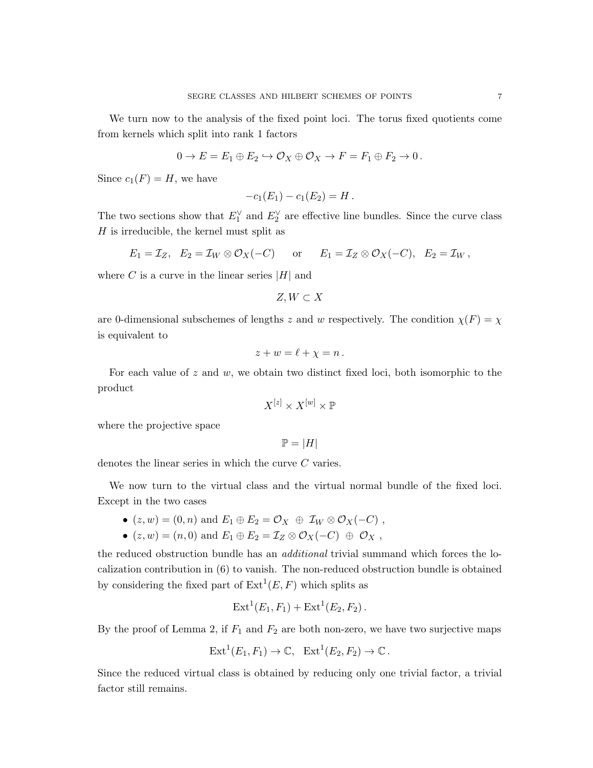We turn now to the analysis of the fixed point loci. The torus fixed quotients come from kernels which split into rank 1 factors

$$0 \to E = E_1 \oplus E_2 \hookrightarrow \mathcal{O}_X \oplus \mathcal{O}_X \to F = F_1 \oplus F_2 \to 0\,.$$

Since $c_1(F) = H$, we have

$$-c_1(E_1) - c_1(E_2) = H\,.$$

The two sections show that $E_1^\vee$ and $E_2^\vee$ are effective line bundles. Since the curve class $H$ is irreducible, the kernel must split as

$$E_1 = \mathcal{I}_Z, \quad E_2 = \mathcal{I}_W \otimes \mathcal{O}_X(-C) \qquad \text{or} \qquad E_1 = \mathcal{I}_Z \otimes \mathcal{O}_X(-C), \quad E_2 = \mathcal{I}_W\,,$$

where $C$ is a curve in the linear series $|H|$ and

$$Z, W \subset X$$

are 0-dimensional subschemes of lengths $z$ and $w$ respectively. The condition $\chi(F) = \chi$ is equivalent to

$$z + w = \ell + \chi = n\,.$$

For each value of $z$ and $w$, we obtain two distinct fixed loci, both isomorphic to the product

$$X^{[z]} \times X^{[w]} \times \mathbb{P}$$

where the projective space

$$\mathbb{P} = |H|$$

denotes the linear series in which the curve $C$ varies.

We now turn to the virtual class and the virtual normal bundle of the fixed loci. Except in the two cases

- $(z, w) = (0, n)$ and $E_1 \oplus E_2 = \mathcal{O}_X \ \oplus\ \mathcal{I}_W \otimes \mathcal{O}_X(-C)$ ,
- $(z, w) = (n, 0)$ and $E_1 \oplus E_2 = \mathcal{I}_Z \otimes \mathcal{O}_X(-C) \ \oplus\ \mathcal{O}_X$ ,

the reduced obstruction bundle has an *additional* trivial summand which forces the localization contribution in (6) to vanish. The non-reduced obstruction bundle is obtained by considering the fixed part of $\mathrm{Ext}^1(E, F)$ which splits as

$$\mathrm{Ext}^1(E_1, F_1) + \mathrm{Ext}^1(E_2, F_2)\,.$$

By the proof of Lemma 2, if $F_1$ and $F_2$ are both non-zero, we have two surjective maps

$$\mathrm{Ext}^1(E_1, F_1) \to \mathbb{C}, \quad \mathrm{Ext}^1(E_2, F_2) \to \mathbb{C}\,.$$

Since the reduced virtual class is obtained by reducing only one trivial factor, a trivial factor still remains.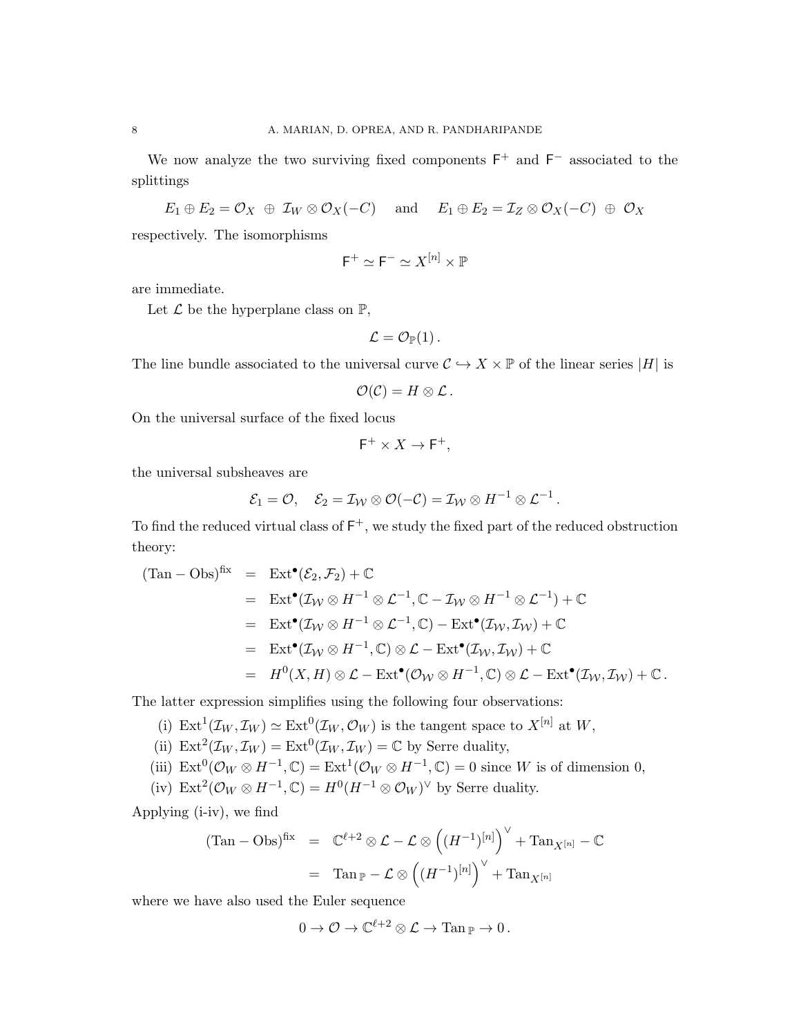We now analyze the two surviving fixed components $\mathsf{F}^+$ and $\mathsf{F}^-$ associated to the splittings

$$E_1 \oplus E_2 = \mathcal{O}_X \ \oplus \ \mathcal{I}_W \otimes \mathcal{O}_X(-C) \quad \text{and} \quad E_1 \oplus E_2 = \mathcal{I}_Z \otimes \mathcal{O}_X(-C) \ \oplus \ \mathcal{O}_X$$

respectively. The isomorphisms

$$\mathsf{F}^+ \simeq \mathsf{F}^- \simeq X^{[n]} \times \mathbb{P}$$

are immediate.

Let $\mathcal{L}$ be the hyperplane class on $\mathbb{P}$,

$$\mathcal{L} = \mathcal{O}_{\mathbb{P}}(1)\,.$$

The line bundle associated to the universal curve $\mathcal{C} \hookrightarrow X \times \mathbb{P}$ of the linear series $|H|$ is

$$\mathcal{O}(\mathcal{C}) = H \otimes \mathcal{L}\,.$$

On the universal surface of the fixed locus

$$\mathsf{F}^+ \times X \to \mathsf{F}^+,$$

the universal subsheaves are

$$\mathcal{E}_1 = \mathcal{O}, \quad \mathcal{E}_2 = \mathcal{I}_{\mathcal{W}} \otimes \mathcal{O}(-\mathcal{C}) = \mathcal{I}_{\mathcal{W}} \otimes H^{-1} \otimes \mathcal{L}^{-1}\,.$$

To find the reduced virtual class of $\mathsf{F}^+$, we study the fixed part of the reduced obstruction theory:

$$\begin{aligned}
(\mathrm{Tan} - \mathrm{Obs})^{\mathrm{fix}} &= \mathrm{Ext}^\bullet(\mathcal{E}_2, \mathcal{F}_2) + \mathbb{C} \\
&= \mathrm{Ext}^\bullet(\mathcal{I}_{\mathcal{W}} \otimes H^{-1} \otimes \mathcal{L}^{-1}, \mathbb{C} - \mathcal{I}_{\mathcal{W}} \otimes H^{-1} \otimes \mathcal{L}^{-1}) + \mathbb{C} \\
&= \mathrm{Ext}^\bullet(\mathcal{I}_{\mathcal{W}} \otimes H^{-1} \otimes \mathcal{L}^{-1}, \mathbb{C}) - \mathrm{Ext}^\bullet(\mathcal{I}_{\mathcal{W}}, \mathcal{I}_{\mathcal{W}}) + \mathbb{C} \\
&= \mathrm{Ext}^\bullet(\mathcal{I}_{\mathcal{W}} \otimes H^{-1}, \mathbb{C}) \otimes \mathcal{L} - \mathrm{Ext}^\bullet(\mathcal{I}_{\mathcal{W}}, \mathcal{I}_{\mathcal{W}}) + \mathbb{C} \\
&= H^0(X, H) \otimes \mathcal{L} - \mathrm{Ext}^\bullet(\mathcal{O}_{\mathcal{W}} \otimes H^{-1}, \mathbb{C}) \otimes \mathcal{L} - \mathrm{Ext}^\bullet(\mathcal{I}_{\mathcal{W}}, \mathcal{I}_{\mathcal{W}}) + \mathbb{C}\,.
\end{aligned}$$

The latter expression simplifies using the following four observations:

(i) $\mathrm{Ext}^1(\mathcal{I}_W, \mathcal{I}_W) \simeq \mathrm{Ext}^0(\mathcal{I}_W, \mathcal{O}_W)$ is the tangent space to $X^{[n]}$ at $W$,

(ii) $\mathrm{Ext}^2(\mathcal{I}_W, \mathcal{I}_W) = \mathrm{Ext}^0(\mathcal{I}_W, \mathcal{I}_W) = \mathbb{C}$ by Serre duality,

(iii) $\mathrm{Ext}^0(\mathcal{O}_W \otimes H^{-1}, \mathbb{C}) = \mathrm{Ext}^1(\mathcal{O}_W \otimes H^{-1}, \mathbb{C}) = 0$ since $W$ is of dimension 0,

(iv) $\mathrm{Ext}^2(\mathcal{O}_W \otimes H^{-1}, \mathbb{C}) = H^0(H^{-1} \otimes \mathcal{O}_W)^\vee$ by Serre duality.

Applying (i-iv), we find

$$\begin{aligned}
(\mathrm{Tan} - \mathrm{Obs})^{\mathrm{fix}} &= \mathbb{C}^{\ell+2} \otimes \mathcal{L} - \mathcal{L} \otimes \left((H^{-1})^{[n]}\right)^\vee + \mathrm{Tan}_{X^{[n]}} - \mathbb{C} \\
&= \mathrm{Tan}_{\mathbb{P}} - \mathcal{L} \otimes \left((H^{-1})^{[n]}\right)^\vee + \mathrm{Tan}_{X^{[n]}}
\end{aligned}$$

where we have also used the Euler sequence

$$0 \to \mathcal{O} \to \mathbb{C}^{\ell+2} \otimes \mathcal{L} \to \mathrm{Tan}_{\mathbb{P}} \to 0\,.$$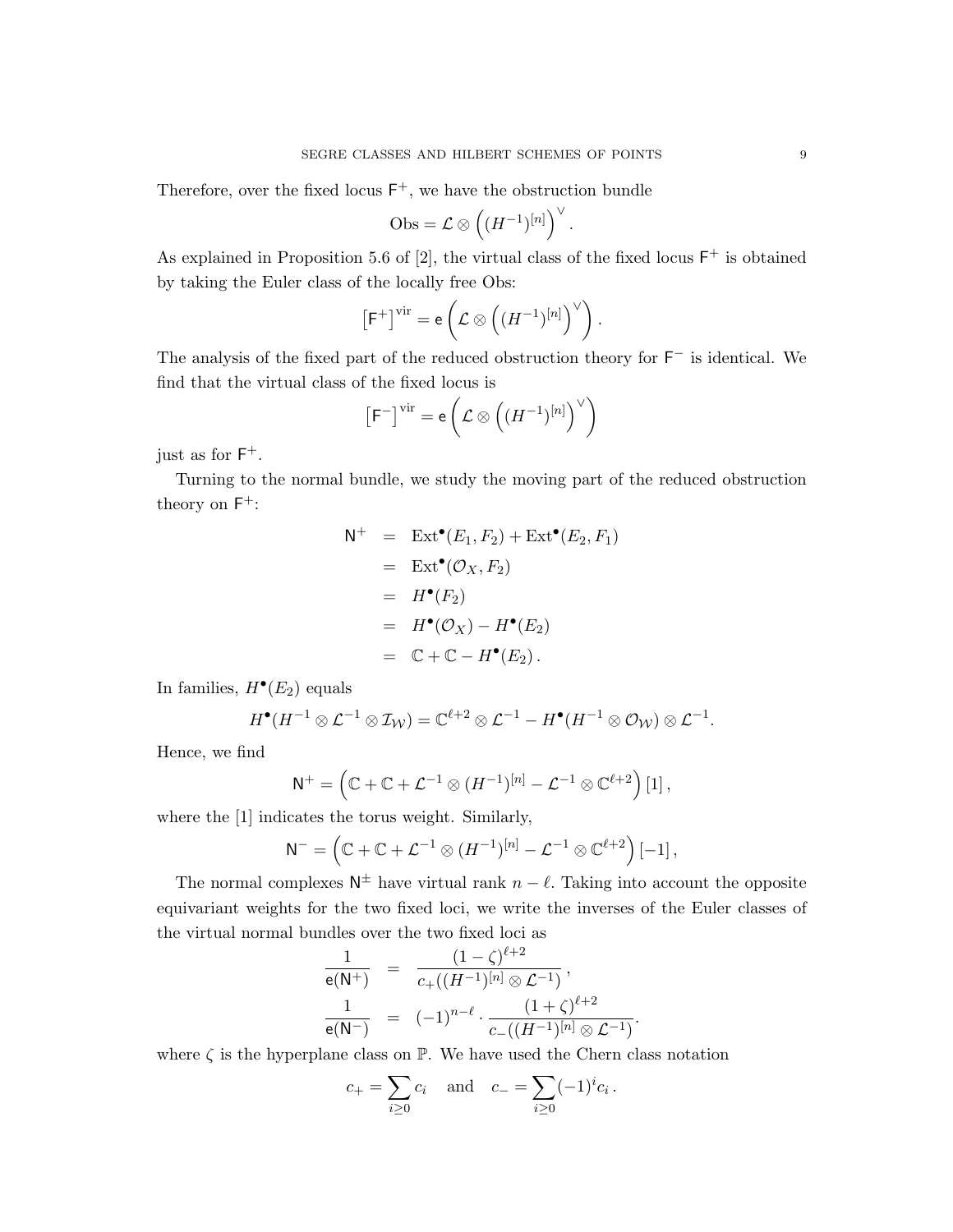Therefore, over the fixed locus $\mathsf{F}^+$, we have the obstruction bundle

$$\mathrm{Obs} = \mathcal{L} \otimes \left( (H^{-1})^{[n]} \right)^{\vee}.$$

As explained in Proposition 5.6 of [2], the virtual class of the fixed locus $\mathsf{F}^+$ is obtained by taking the Euler class of the locally free Obs:

$$\left[\mathsf{F}^+\right]^{\mathrm{vir}} = \mathsf{e}\left( \mathcal{L} \otimes \left( (H^{-1})^{[n]} \right)^{\vee} \right).$$

The analysis of the fixed part of the reduced obstruction theory for $\mathsf{F}^-$ is identical. We find that the virtual class of the fixed locus is

$$\left[\mathsf{F}^-\right]^{\mathrm{vir}} = \mathsf{e}\left( \mathcal{L} \otimes \left( (H^{-1})^{[n]} \right)^{\vee} \right)$$

just as for $\mathsf{F}^+$.

Turning to the normal bundle, we study the moving part of the reduced obstruction theory on $\mathsf{F}^+$:

$$\begin{aligned}
\mathsf{N}^+ &= \mathrm{Ext}^\bullet(E_1, F_2) + \mathrm{Ext}^\bullet(E_2, F_1) \\
&= \mathrm{Ext}^\bullet(\mathcal{O}_X, F_2) \\
&= H^\bullet(F_2) \\
&= H^\bullet(\mathcal{O}_X) - H^\bullet(E_2) \\
&= \mathbb{C} + \mathbb{C} - H^\bullet(E_2).
\end{aligned}$$

In families, $H^\bullet(E_2)$ equals

$$H^\bullet(H^{-1} \otimes \mathcal{L}^{-1} \otimes \mathcal{I}_{\mathcal{W}}) = \mathbb{C}^{\ell+2} \otimes \mathcal{L}^{-1} - H^\bullet(H^{-1} \otimes \mathcal{O}_{\mathcal{W}}) \otimes \mathcal{L}^{-1}.$$

Hence, we find

$$\mathsf{N}^+ = \left( \mathbb{C} + \mathbb{C} + \mathcal{L}^{-1} \otimes (H^{-1})^{[n]} - \mathcal{L}^{-1} \otimes \mathbb{C}^{\ell+2} \right)[1],$$

where the [1] indicates the torus weight. Similarly,

$$\mathsf{N}^- = \left( \mathbb{C} + \mathbb{C} + \mathcal{L}^{-1} \otimes (H^{-1})^{[n]} - \mathcal{L}^{-1} \otimes \mathbb{C}^{\ell+2} \right)[-1],$$

The normal complexes $\mathsf{N}^\pm$ have virtual rank $n - \ell$. Taking into account the opposite equivariant weights for the two fixed loci, we write the inverses of the Euler classes of the virtual normal bundles over the two fixed loci as

$$\begin{aligned}
\frac{1}{\mathsf{e}(\mathsf{N}^+)} &= \frac{(1-\zeta)^{\ell+2}}{c_+((H^{-1})^{[n]} \otimes \mathcal{L}^{-1})}, \\
\frac{1}{\mathsf{e}(\mathsf{N}^-)} &= (-1)^{n-\ell} \cdot \frac{(1+\zeta)^{\ell+2}}{c_-((H^{-1})^{[n]} \otimes \mathcal{L}^{-1})}.
\end{aligned}$$

where $\zeta$ is the hyperplane class on $\mathbb{P}$. We have used the Chern class notation

$$c_+ = \sum_{i \geq 0} c_i \quad \text{and} \quad c_- = \sum_{i \geq 0} (-1)^i c_i.$$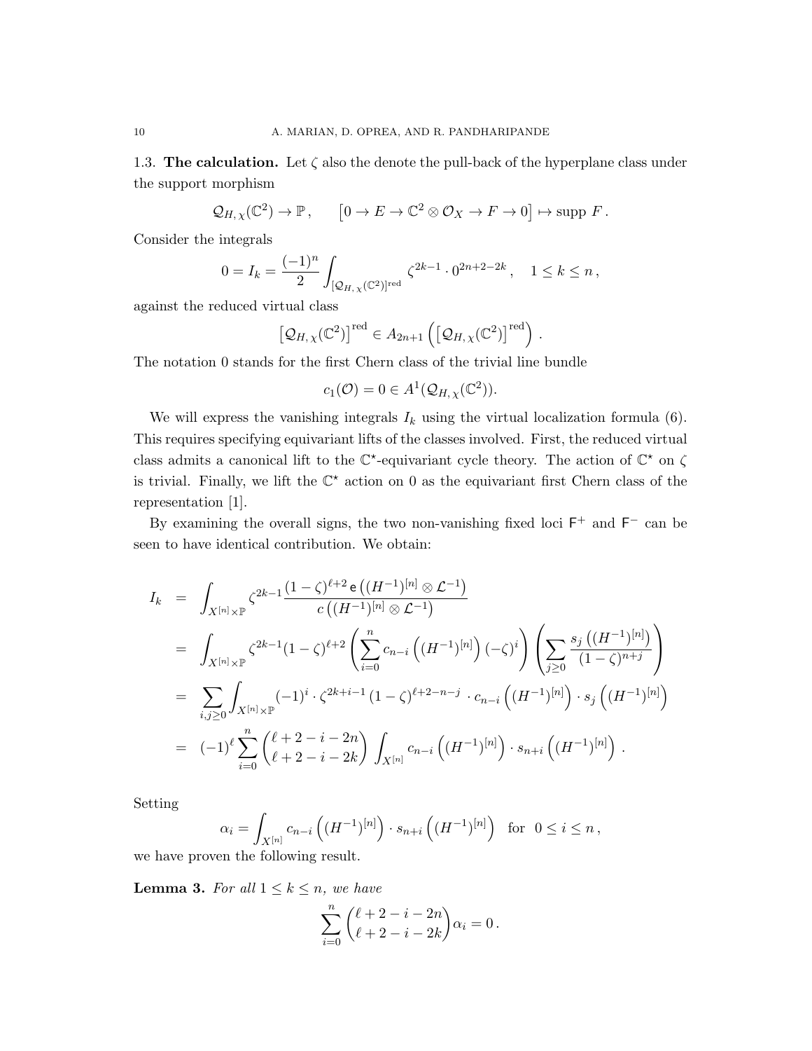1.3. **The calculation.** Let $\zeta$ also the denote the pull-back of the hyperplane class under the support morphism

$$\mathcal{Q}_{H,\,\chi}(\mathbb{C}^2) \to \mathbb{P}\,, \qquad \left[0 \to E \to \mathbb{C}^2 \otimes \mathcal{O}_X \to F \to 0\right] \mapsto \text{supp } F\,.$$

Consider the integrals

$$0 = I_k = \frac{(-1)^n}{2} \int_{[\mathcal{Q}_{H,\,\chi}(\mathbb{C}^2)]^{\text{red}}} \zeta^{2k-1} \cdot 0^{2n+2-2k}\,, \quad 1 \leq k \leq n\,,$$

against the reduced virtual class

$$\left[\mathcal{Q}_{H,\,\chi}(\mathbb{C}^2)\right]^{\text{red}} \in A_{2n+1}\left(\left[\mathcal{Q}_{H,\,\chi}(\mathbb{C}^2)\right]^{\text{red}}\right)\,.$$

The notation 0 stands for the first Chern class of the trivial line bundle

$$c_1(\mathcal{O}) = 0 \in A^1(\mathcal{Q}_{H,\,\chi}(\mathbb{C}^2)).$$

We will express the vanishing integrals $I_k$ using the virtual localization formula (6). This requires specifying equivariant lifts of the classes involved. First, the reduced virtual class admits a canonical lift to the $\mathbb{C}^\star$-equivariant cycle theory. The action of $\mathbb{C}^\star$ on $\zeta$ is trivial. Finally, we lift the $\mathbb{C}^\star$ action on 0 as the equivariant first Chern class of the representation [1].

By examining the overall signs, the two non-vanishing fixed loci $\mathsf{F}^+$ and $\mathsf{F}^-$ can be seen to have identical contribution. We obtain:

$$\begin{aligned}
I_k &= \int_{X^{[n]}\times\mathbb{P}} \zeta^{2k-1} \frac{(1-\zeta)^{\ell+2}\, \mathsf{e}\left((H^{-1})^{[n]} \otimes \mathcal{L}^{-1}\right)}{c\left((H^{-1})^{[n]} \otimes \mathcal{L}^{-1}\right)} \\
&= \int_{X^{[n]}\times\mathbb{P}} \zeta^{2k-1}(1-\zeta)^{\ell+2} \left(\sum_{i=0}^{n} c_{n-i}\left((H^{-1})^{[n]}\right)(-\zeta)^i\right)\left(\sum_{j\geq 0} \frac{s_j\left((H^{-1})^{[n]}\right)}{(1-\zeta)^{n+j}}\right) \\
&= \sum_{i,j\geq 0} \int_{X^{[n]}\times\mathbb{P}} (-1)^i \cdot \zeta^{2k+i-1}\,(1-\zeta)^{\ell+2-n-j} \cdot c_{n-i}\left((H^{-1})^{[n]}\right) \cdot s_j\left((H^{-1})^{[n]}\right) \\
&= (-1)^\ell \sum_{i=0}^{n} \binom{\ell+2-i-2n}{\ell+2-i-2k} \int_{X^{[n]}} c_{n-i}\left((H^{-1})^{[n]}\right) \cdot s_{n+i}\left((H^{-1})^{[n]}\right)\,.
\end{aligned}$$

Setting

$$\alpha_i = \int_{X^{[n]}} c_{n-i}\left((H^{-1})^{[n]}\right) \cdot s_{n+i}\left((H^{-1})^{[n]}\right) \quad \text{for} \quad 0 \leq i \leq n\,,$$

we have proven the following result.

**Lemma 3.** *For all $1 \leq k \leq n$, we have*

$$\sum_{i=0}^{n} \binom{\ell+2-i-2n}{\ell+2-i-2k} \alpha_i = 0\,.$$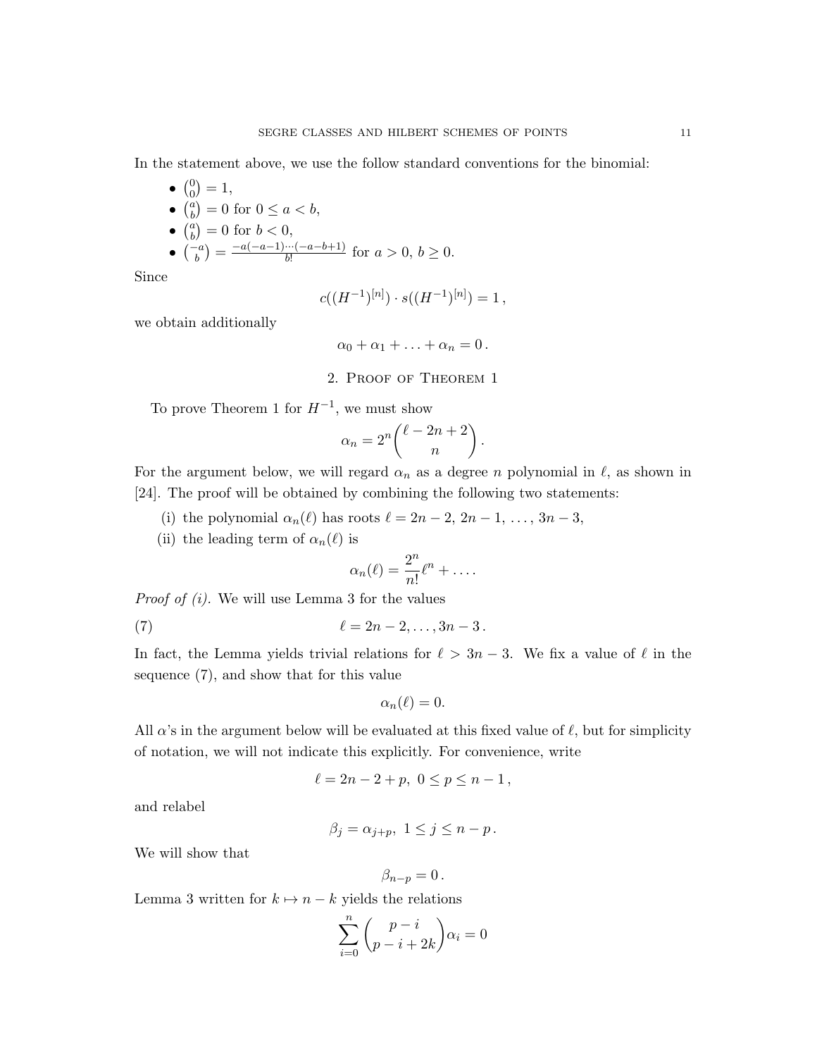In the statement above, we use the follow standard conventions for the binomial:

- $\binom{0}{0} = 1$,
- $\binom{a}{b} = 0$ for $0 \leq a < b$,
- $\binom{a}{b} = 0$ for $b < 0$,
- $\binom{-a}{b} = \frac{-a(-a-1)\cdots(-a-b+1)}{b!}$ for $a > 0$, $b \geq 0$.

Since

$$c((H^{-1})^{[n]}) \cdot s((H^{-1})^{[n]}) = 1\,,$$

we obtain additionally

$$\alpha_0 + \alpha_1 + \ldots + \alpha_n = 0\,.$$

## 2. Proof of Theorem 1

To prove Theorem 1 for $H^{-1}$, we must show

$$\alpha_n = 2^n \binom{\ell - 2n + 2}{n}.$$

For the argument below, we will regard $\alpha_n$ as a degree $n$ polynomial in $\ell$, as shown in [24]. The proof will be obtained by combining the following two statements:

(i) the polynomial $\alpha_n(\ell)$ has roots $\ell = 2n-2,\, 2n-1,\, \ldots,\, 3n-3$,

(ii) the leading term of $\alpha_n(\ell)$ is

$$\alpha_n(\ell) = \frac{2^n}{n!}\ell^n + \ldots.$$

*Proof of (i).* We will use Lemma 3 for the values

$$\ell = 2n-2, \ldots, 3n-3\,. \tag{7}$$

In fact, the Lemma yields trivial relations for $\ell > 3n-3$. We fix a value of $\ell$ in the sequence (7), and show that for this value

$$\alpha_n(\ell) = 0.$$

All $\alpha$'s in the argument below will be evaluated at this fixed value of $\ell$, but for simplicity of notation, we will not indicate this explicitly. For convenience, write

$$\ell = 2n - 2 + p,\ 0 \leq p \leq n-1\,,$$

and relabel

$$\beta_j = \alpha_{j+p},\ 1 \leq j \leq n-p\,.$$

We will show that

$$\beta_{n-p} = 0\,.$$

Lemma 3 written for $k \mapsto n-k$ yields the relations

$$\sum_{i=0}^{n} \binom{p-i}{p-i+2k} \alpha_i = 0$$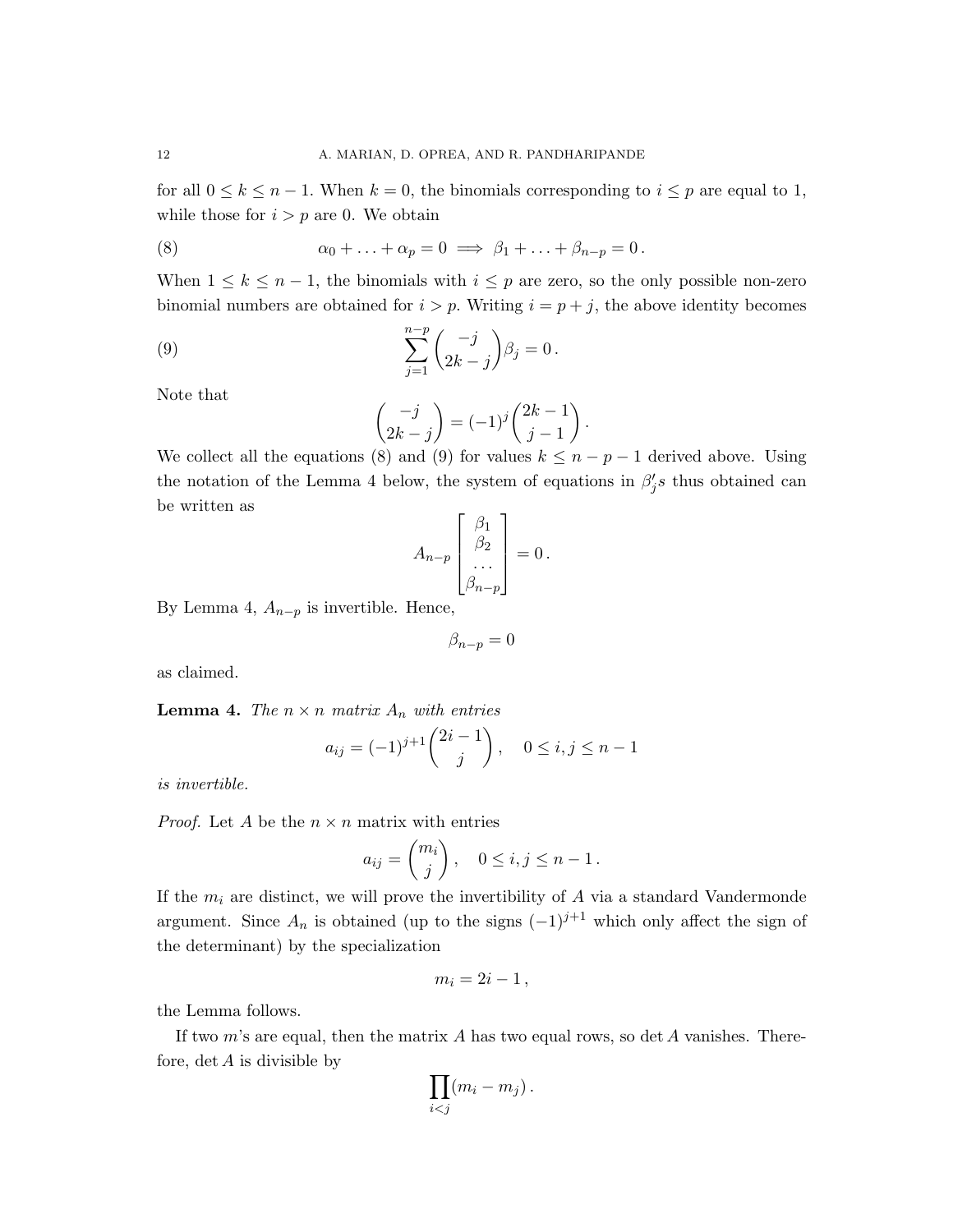for all $0 \leq k \leq n-1$. When $k = 0$, the binomials corresponding to $i \leq p$ are equal to 1, while those for $i > p$ are 0. We obtain

$$\alpha_0 + \ldots + \alpha_p = 0 \implies \beta_1 + \ldots + \beta_{n-p} = 0\,. \tag{8}$$

When $1 \leq k \leq n-1$, the binomials with $i \leq p$ are zero, so the only possible non-zero binomial numbers are obtained for $i > p$. Writing $i = p + j$, the above identity becomes

$$\sum_{j=1}^{n-p} \binom{-j}{2k-j} \beta_j = 0\,. \tag{9}$$

Note that

$$\binom{-j}{2k-j} = (-1)^j \binom{2k-1}{j-1}.$$

We collect all the equations (8) and (9) for values $k \leq n-p-1$ derived above. Using the notation of the Lemma 4 below, the system of equations in $\beta_j'$s thus obtained can be written as

$$A_{n-p} \begin{bmatrix} \beta_1 \\ \beta_2 \\ \ldots \\ \beta_{n-p} \end{bmatrix} = 0\,.$$

By Lemma 4, $A_{n-p}$ is invertible. Hence,

$$\beta_{n-p} = 0$$

as claimed.

**Lemma 4.** *The $n \times n$ matrix $A_n$ with entries*

$$a_{ij} = (-1)^{j+1} \binom{2i-1}{j}, \quad 0 \leq i, j \leq n-1$$

*is invertible.*

*Proof.* Let $A$ be the $n \times n$ matrix with entries

$$a_{ij} = \binom{m_i}{j}, \quad 0 \leq i, j \leq n-1\,.$$

If the $m_i$ are distinct, we will prove the invertibility of $A$ via a standard Vandermonde argument. Since $A_n$ is obtained (up to the signs $(-1)^{j+1}$ which only affect the sign of the determinant) by the specialization

$$m_i = 2i - 1\,,$$

the Lemma follows.

If two $m$'s are equal, then the matrix $A$ has two equal rows, so $\det A$ vanishes. Therefore, $\det A$ is divisible by

$$\prod_{i<j} (m_i - m_j)\,.$$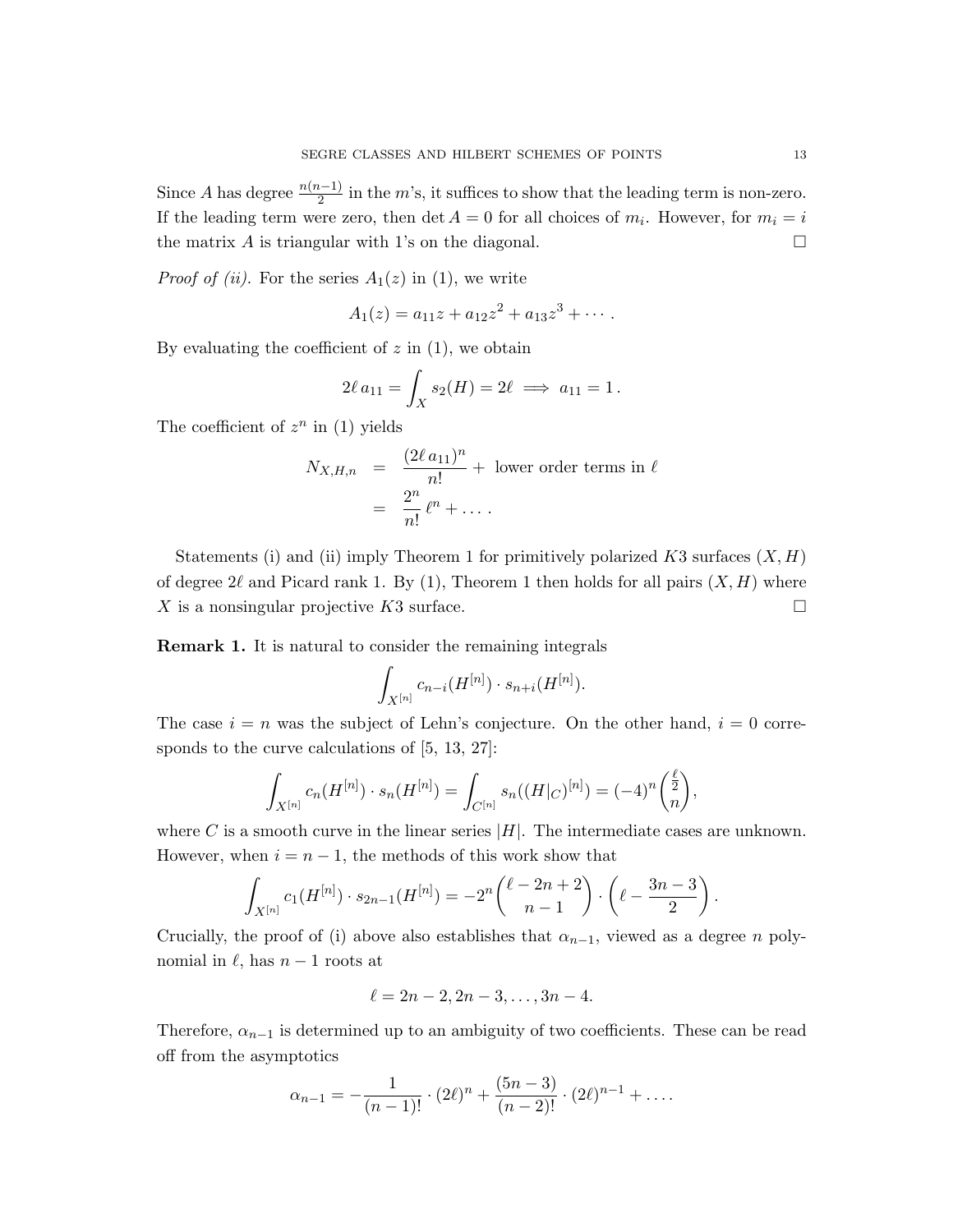Since $A$ has degree $\frac{n(n-1)}{2}$ in the $m$'s, it suffices to show that the leading term is non-zero. If the leading term were zero, then $\det A = 0$ for all choices of $m_i$. However, for $m_i = i$ the matrix $A$ is triangular with 1's on the diagonal. $\square$

*Proof of (ii).* For the series $A_1(z)$ in (1), we write

$$A_1(z) = a_{11}z + a_{12}z^2 + a_{13}z^3 + \cdots .$$

By evaluating the coefficient of $z$ in (1), we obtain

$$2\ell\, a_{11} = \int_X s_2(H) = 2\ell \implies a_{11} = 1\,.$$

The coefficient of $z^n$ in (1) yields

$$\begin{aligned} N_{X,H,n} &= \frac{(2\ell\, a_{11})^n}{n!} + \text{ lower order terms in } \ell \\ &= \frac{2^n}{n!}\,\ell^n + \dots . \end{aligned}$$

Statements (i) and (ii) imply Theorem 1 for primitively polarized $K3$ surfaces $(X, H)$ of degree $2\ell$ and Picard rank 1. By (1), Theorem 1 then holds for all pairs $(X, H)$ where $X$ is a nonsingular projective $K3$ surface. $\square$

**Remark 1.** It is natural to consider the remaining integrals

$$\int_{X^{[n]}} c_{n-i}(H^{[n]}) \cdot s_{n+i}(H^{[n]}).$$

The case $i = n$ was the subject of Lehn's conjecture. On the other hand, $i = 0$ corresponds to the curve calculations of [5, 13, 27]:

$$\int_{X^{[n]}} c_n(H^{[n]}) \cdot s_n(H^{[n]}) = \int_{C^{[n]}} s_n((H|_C)^{[n]}) = (-4)^n \binom{\frac{\ell}{2}}{n},$$

where $C$ is a smooth curve in the linear series $|H|$. The intermediate cases are unknown. However, when $i = n-1$, the methods of this work show that

$$\int_{X^{[n]}} c_1(H^{[n]}) \cdot s_{2n-1}(H^{[n]}) = -2^n \binom{\ell - 2n + 2}{n-1} \cdot \left(\ell - \frac{3n-3}{2}\right).$$

Crucially, the proof of (i) above also establishes that $\alpha_{n-1}$, viewed as a degree $n$ polynomial in $\ell$, has $n-1$ roots at

$$\ell = 2n-2, 2n-3, \dots, 3n-4.$$

Therefore, $\alpha_{n-1}$ is determined up to an ambiguity of two coefficients. These can be read off from the asymptotics

$$\alpha_{n-1} = -\frac{1}{(n-1)!} \cdot (2\ell)^n + \frac{(5n-3)}{(n-2)!} \cdot (2\ell)^{n-1} + \dots .$$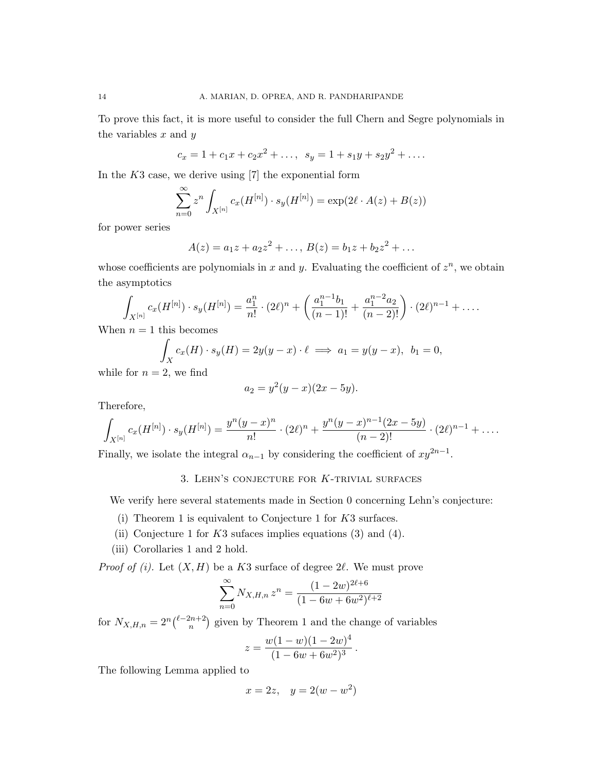To prove this fact, it is more useful to consider the full Chern and Segre polynomials in the variables $x$ and $y$

$$c_x = 1 + c_1 x + c_2 x^2 + \dots, \ \ s_y = 1 + s_1 y + s_2 y^2 + \dots.$$

In the $K3$ case, we derive using [7] the exponential form

$$\sum_{n=0}^{\infty} z^n \int_{X^{[n]}} c_x(H^{[n]}) \cdot s_y(H^{[n]}) = \exp(2\ell \cdot A(z) + B(z))$$

for power series

$$A(z) = a_1 z + a_2 z^2 + \dots, \ B(z) = b_1 z + b_2 z^2 + \dots$$

whose coefficients are polynomials in $x$ and $y$. Evaluating the coefficient of $z^n$, we obtain the asymptotics

$$\int_{X^{[n]}} c_x(H^{[n]}) \cdot s_y(H^{[n]}) = \frac{a_1^n}{n!} \cdot (2\ell)^n + \left( \frac{a_1^{n-1} b_1}{(n-1)!} + \frac{a_1^{n-2} a_2}{(n-2)!} \right) \cdot (2\ell)^{n-1} + \dots.$$

When $n = 1$ this becomes

$$\int_X c_x(H) \cdot s_y(H) = 2y(y-x) \cdot \ell \implies a_1 = y(y-x), \ \ b_1 = 0,$$

while for $n = 2$, we find

$$a_2 = y^2(y-x)(2x - 5y).$$

Therefore,

$$\int_{X^{[n]}} c_x(H^{[n]}) \cdot s_y(H^{[n]}) = \frac{y^n(y-x)^n}{n!} \cdot (2\ell)^n + \frac{y^n (y-x)^{n-1}(2x-5y)}{(n-2)!} \cdot (2\ell)^{n-1} + \dots.$$

Finally, we isolate the integral $\alpha_{n-1}$ by considering the coefficient of $xy^{2n-1}$.

## 3. Lehn's conjecture for $K$-trivial surfaces

We verify here several statements made in Section 0 concerning Lehn's conjecture:

(i) Theorem 1 is equivalent to Conjecture 1 for $K3$ surfaces.
(ii) Conjecture 1 for $K3$ sufaces implies equations (3) and (4).
(iii) Corollaries 1 and 2 hold.

*Proof of (i).* Let $(X, H)$ be a $K3$ surface of degree $2\ell$. We must prove

$$\sum_{n=0}^{\infty} N_{X,H,n} \, z^n = \frac{(1-2w)^{2\ell+6}}{(1-6w+6w^2)^{\ell+2}}$$

for $N_{X,H,n} = 2^n \binom{\ell - 2n + 2}{n}$ given by Theorem 1 and the change of variables

$$z = \frac{w(1-w)(1-2w)^4}{(1-6w+6w^2)^3}.$$

The following Lemma applied to

$$x = 2z, \quad y = 2(w - w^2)$$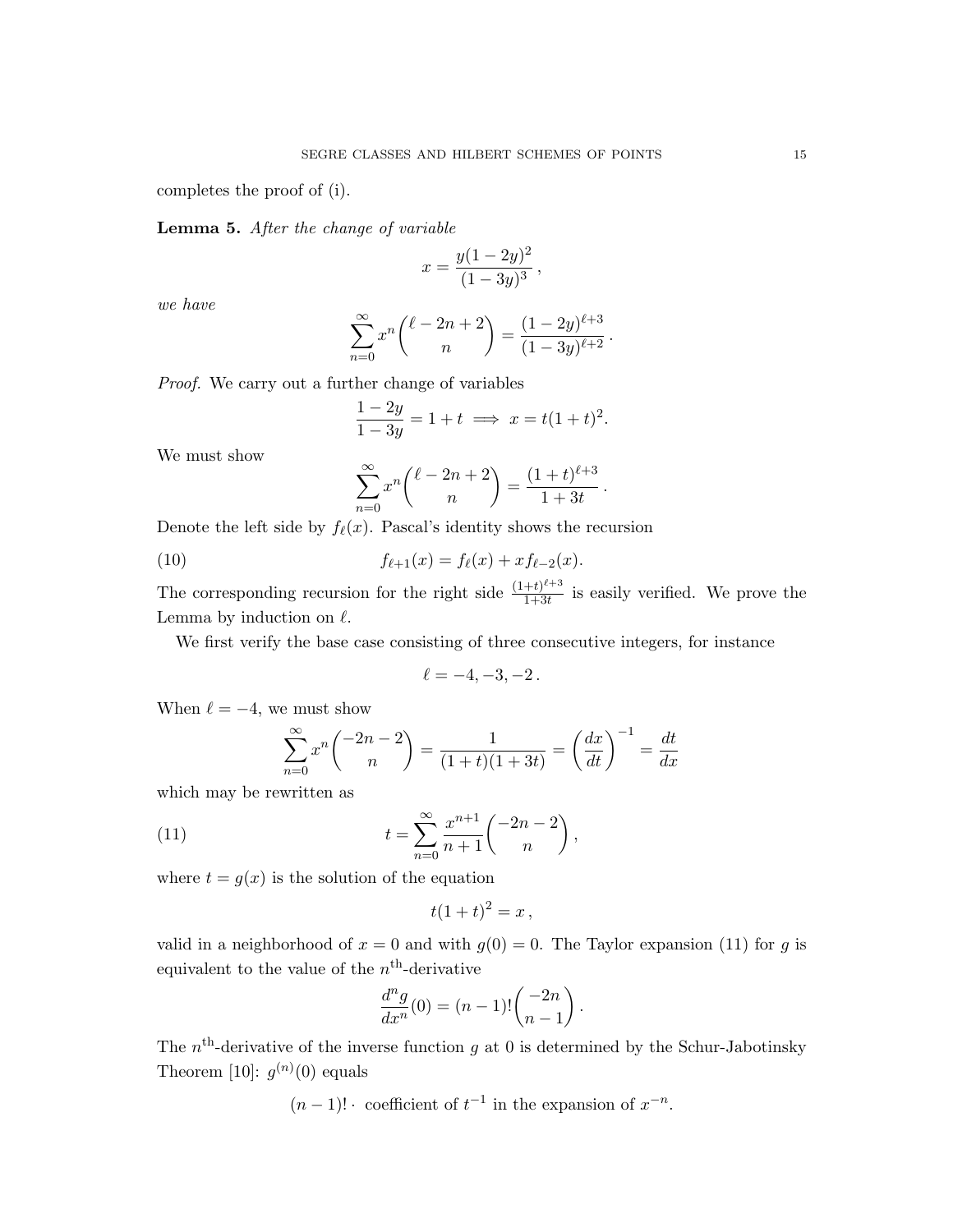completes the proof of (i).

**Lemma 5.** *After the change of variable*

$$x = \frac{y(1-2y)^2}{(1-3y)^3}\,,$$

*we have*

$$\sum_{n=0}^{\infty} x^n \binom{\ell - 2n + 2}{n} = \frac{(1-2y)^{\ell+3}}{(1-3y)^{\ell+2}}\,.$$

*Proof.* We carry out a further change of variables

$$\frac{1-2y}{1-3y} = 1 + t \implies x = t(1+t)^2.$$

We must show

$$\sum_{n=0}^{\infty} x^n \binom{\ell - 2n + 2}{n} = \frac{(1+t)^{\ell+3}}{1+3t}\,.$$

Denote the left side by $f_\ell(x)$. Pascal's identity shows the recursion

$$f_{\ell+1}(x) = f_\ell(x) + x f_{\ell-2}(x). \tag{10}$$

The corresponding recursion for the right side $\frac{(1+t)^{\ell+3}}{1+3t}$ is easily verified. We prove the Lemma by induction on $\ell$.

We first verify the base case consisting of three consecutive integers, for instance

$$\ell = -4, -3, -2\,.$$

When $\ell = -4$, we must show

$$\sum_{n=0}^{\infty} x^n \binom{-2n-2}{n} = \frac{1}{(1+t)(1+3t)} = \left(\frac{dx}{dt}\right)^{-1} = \frac{dt}{dx}$$

which may be rewritten as

$$t = \sum_{n=0}^{\infty} \frac{x^{n+1}}{n+1} \binom{-2n-2}{n}\,, \tag{11}$$

where $t = g(x)$ is the solution of the equation

$$t(1+t)^2 = x\,,$$

valid in a neighborhood of $x = 0$ and with $g(0) = 0$. The Taylor expansion (11) for $g$ is equivalent to the value of the $n^{\text{th}}$-derivative

$$\frac{d^n g}{dx^n}(0) = (n-1)! \binom{-2n}{n-1}\,.$$

The $n^{\text{th}}$-derivative of the inverse function $g$ at 0 is determined by the Schur-Jabotinsky Theorem [10]: $g^{(n)}(0)$ equals

$$(n-1)! \cdot \text{ coefficient of } t^{-1} \text{ in the expansion of } x^{-n}.$$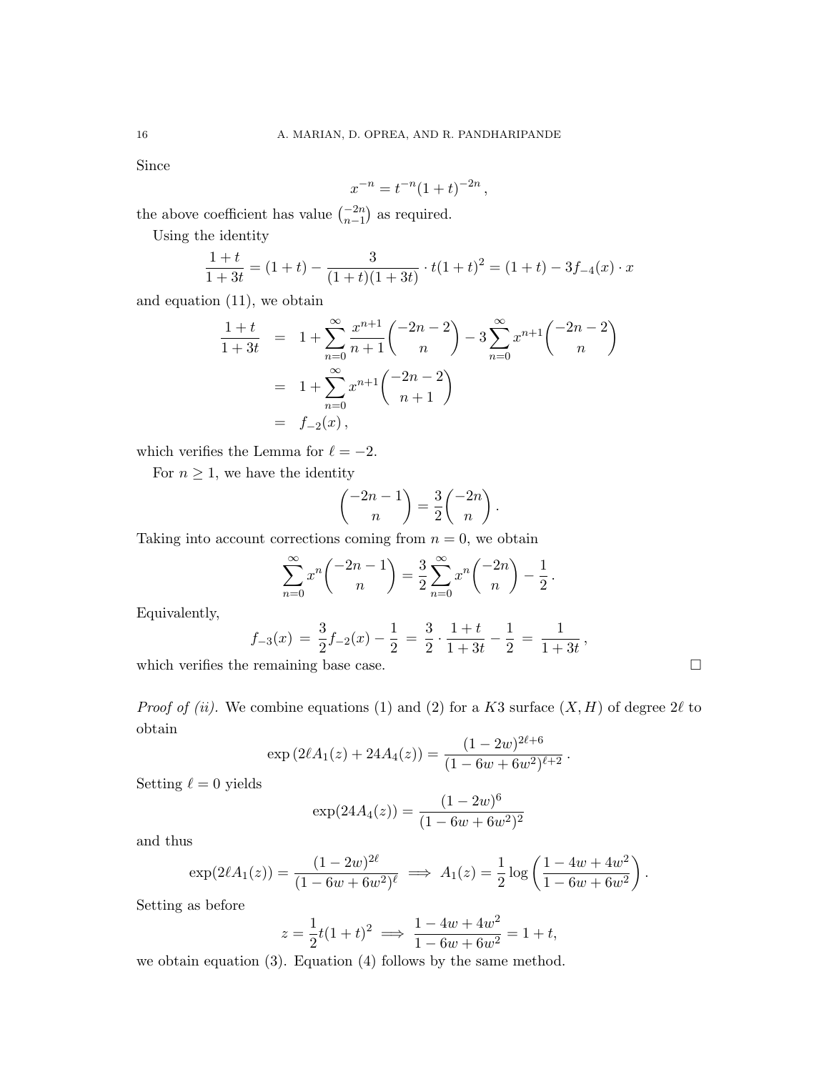Since

$$x^{-n} = t^{-n}(1+t)^{-2n}\,,$$

the above coefficient has value $\binom{-2n}{n-1}$ as required.

Using the identity

$$\frac{1+t}{1+3t} = (1+t) - \frac{3}{(1+t)(1+3t)} \cdot t(1+t)^2 = (1+t) - 3f_{-4}(x)\cdot x$$

and equation (11), we obtain

$$\begin{aligned}
\frac{1+t}{1+3t} &= 1 + \sum_{n=0}^{\infty} \frac{x^{n+1}}{n+1}\binom{-2n-2}{n} - 3\sum_{n=0}^{\infty} x^{n+1}\binom{-2n-2}{n} \\
&= 1 + \sum_{n=0}^{\infty} x^{n+1}\binom{-2n-2}{n+1} \\
&= f_{-2}(x)\,,
\end{aligned}$$

which verifies the Lemma for $\ell = -2$.

For $n \geq 1$, we have the identity

$$\binom{-2n-1}{n} = \frac{3}{2}\binom{-2n}{n}.$$

Taking into account corrections coming from $n = 0$, we obtain

$$\sum_{n=0}^{\infty} x^n \binom{-2n-1}{n} = \frac{3}{2}\sum_{n=0}^{\infty} x^n\binom{-2n}{n} - \frac{1}{2}\,.$$

Equivalently,

$$f_{-3}(x) \;=\; \frac{3}{2}f_{-2}(x) - \frac{1}{2} \;=\; \frac{3}{2}\cdot\frac{1+t}{1+3t} - \frac{1}{2} \;=\; \frac{1}{1+3t}\,,$$

which verifies the remaining base case. $\square$

*Proof of (ii).* We combine equations (1) and (2) for a $K3$ surface $(X, H)$ of degree $2\ell$ to obtain

$$\exp\left(2\ell A_1(z) + 24A_4(z)\right) = \frac{(1-2w)^{2\ell+6}}{(1-6w+6w^2)^{\ell+2}}\,.$$

Setting $\ell = 0$ yields

$$\exp(24A_4(z)) = \frac{(1-2w)^6}{(1-6w+6w^2)^2}$$

and thus

$$\exp(2\ell A_1(z)) = \frac{(1-2w)^{2\ell}}{(1-6w+6w^2)^{\ell}} \implies A_1(z) = \frac{1}{2}\log\left(\frac{1-4w+4w^2}{1-6w+6w^2}\right).$$

Setting as before

$$z = \frac{1}{2}t(1+t)^2 \implies \frac{1-4w+4w^2}{1-6w+6w^2} = 1+t,$$

we obtain equation (3). Equation (4) follows by the same method.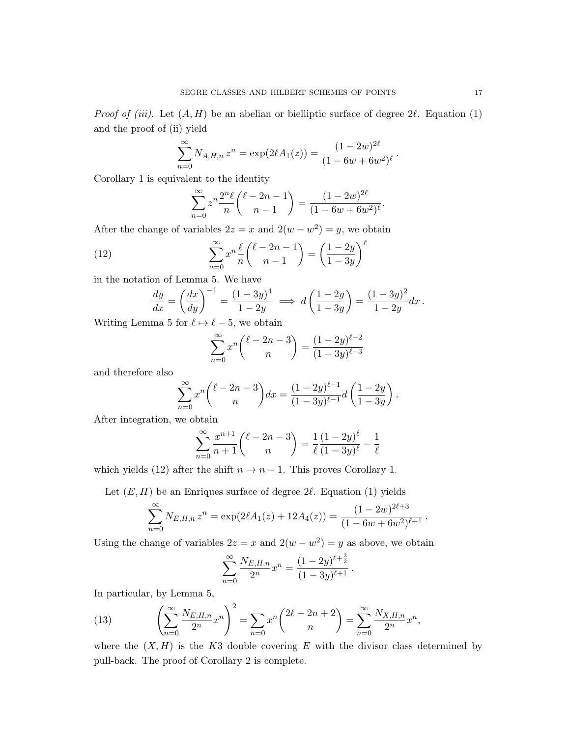*Proof of (iii).* Let $(A, H)$ be an abelian or bielliptic surface of degree $2\ell$. Equation (1) and the proof of (ii) yield

$$\sum_{n=0}^{\infty} N_{A,H,n}\, z^n = \exp(2\ell A_1(z)) = \frac{(1-2w)^{2\ell}}{(1-6w+6w^2)^{\ell}}\,.$$

Corollary 1 is equivalent to the identity

$$\sum_{n=0}^{\infty} z^n \frac{2^n \ell}{n} \binom{\ell-2n-1}{n-1} = \frac{(1-2w)^{2\ell}}{(1-6w+6w^2)^{\ell}}.$$

After the change of variables $2z = x$ and $2(w - w^2) = y$, we obtain

$$\sum_{n=0}^{\infty} x^n \frac{\ell}{n} \binom{\ell-2n-1}{n-1} = \left(\frac{1-2y}{1-3y}\right)^{\ell} \tag{12}$$

in the notation of Lemma 5. We have

$$\frac{dy}{dx} = \left(\frac{dx}{dy}\right)^{-1} = \frac{(1-3y)^4}{1-2y} \implies d\left(\frac{1-2y}{1-3y}\right) = \frac{(1-3y)^2}{1-2y}dx\,.$$

Writing Lemma 5 for $\ell \mapsto \ell - 5$, we obtain

$$\sum_{n=0}^{\infty} x^n \binom{\ell-2n-3}{n} = \frac{(1-2y)^{\ell-2}}{(1-3y)^{\ell-3}}$$

and therefore also

$$\sum_{n=0}^{\infty} x^n \binom{\ell-2n-3}{n} dx = \frac{(1-2y)^{\ell-1}}{(1-3y)^{\ell-1}} d\left(\frac{1-2y}{1-3y}\right).$$

After integration, we obtain

$$\sum_{n=0}^{\infty} \frac{x^{n+1}}{n+1} \binom{\ell-2n-3}{n} = \frac{1}{\ell}\frac{(1-2y)^{\ell}}{(1-3y)^{\ell}} - \frac{1}{\ell}$$

which yields (12) after the shift $n \to n-1$. This proves Corollary 1.

Let $(E, H)$ be an Enriques surface of degree $2\ell$. Equation (1) yields

$$\sum_{n=0}^{\infty} N_{E,H,n}\, z^n = \exp(2\ell A_1(z) + 12 A_4(z)) = \frac{(1-2w)^{2\ell+3}}{(1-6w+6w^2)^{\ell+1}}\,.$$

Using the change of variables $2z = x$ and $2(w - w^2) = y$ as above, we obtain

$$\sum_{n=0}^{\infty} \frac{N_{E,H,n}}{2^n} x^n = \frac{(1-2y)^{\ell+\frac{3}{2}}}{(1-3y)^{\ell+1}}\,.$$

In particular, by Lemma 5,

$$\left(\sum_{n=0}^{\infty} \frac{N_{E,H,n}}{2^n} x^n\right)^2 = \sum_{n=0} x^n \binom{2\ell-2n+2}{n} = \sum_{n=0}^{\infty} \frac{N_{X,H,n}}{2^n} x^n, \tag{13}$$

where the $(X, H)$ is the $K3$ double covering $E$ with the divisor class determined by pull-back. The proof of Corollary 2 is complete.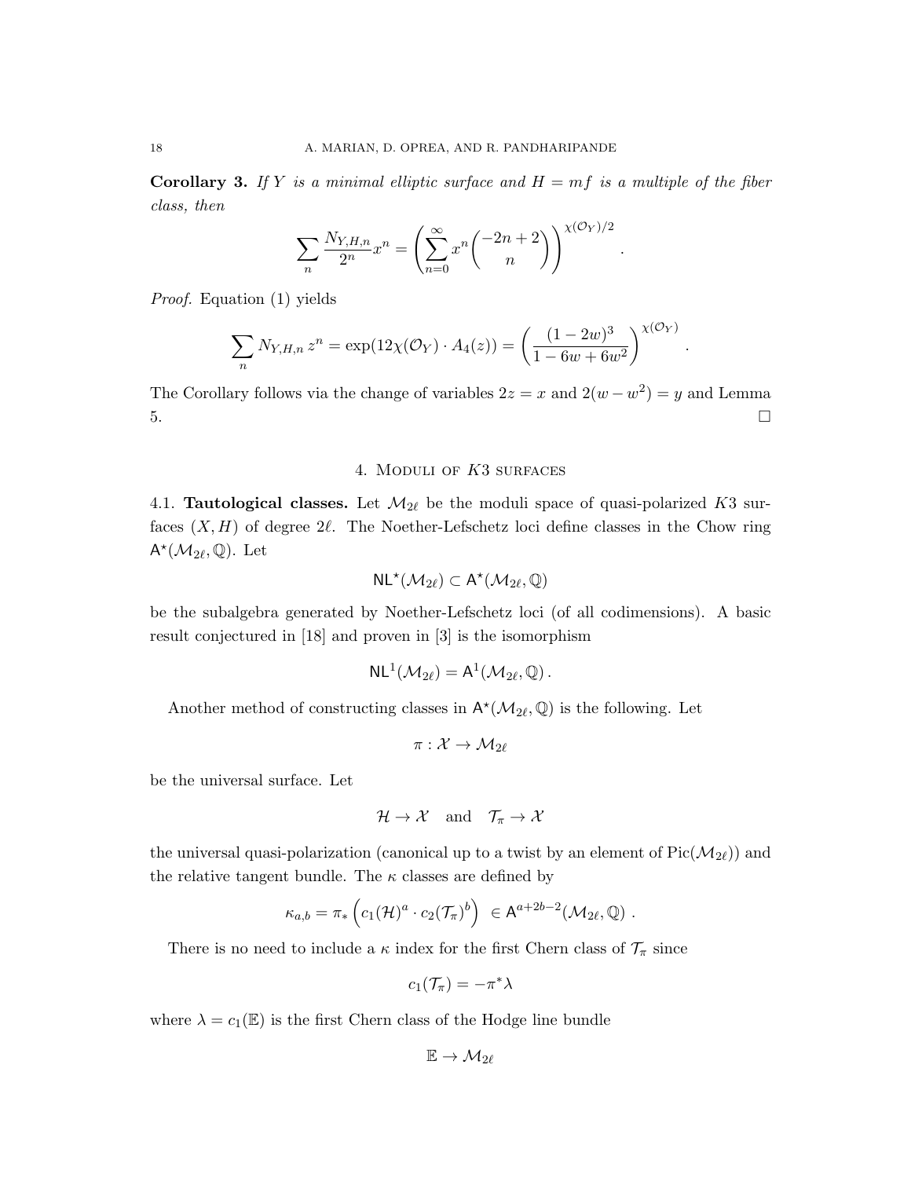**Corollary 3.** *If $Y$ is a minimal elliptic surface and $H = mf$ is a multiple of the fiber class, then*

$$\sum_n \frac{N_{Y,H,n}}{2^n} x^n = \left( \sum_{n=0}^{\infty} x^n \binom{-2n+2}{n} \right)^{\chi(\mathcal{O}_Y)/2} .$$

*Proof.* Equation (1) yields

$$\sum_n N_{Y,H,n}\, z^n = \exp(12\chi(\mathcal{O}_Y) \cdot A_4(z)) = \left( \frac{(1-2w)^3}{1-6w+6w^2} \right)^{\chi(\mathcal{O}_Y)} .$$

The Corollary follows via the change of variables $2z = x$ and $2(w - w^2) = y$ and Lemma 5. $\square$

## 4. Moduli of $K3$ surfaces

4.1. **Tautological classes.** Let $\mathcal{M}_{2\ell}$ be the moduli space of quasi-polarized $K3$ surfaces $(X, H)$ of degree $2\ell$. The Noether-Lefschetz loci define classes in the Chow ring $\mathsf{A}^\star(\mathcal{M}_{2\ell}, \mathbb{Q})$. Let

$$\mathsf{NL}^\star(\mathcal{M}_{2\ell}) \subset \mathsf{A}^\star(\mathcal{M}_{2\ell}, \mathbb{Q})$$

be the subalgebra generated by Noether-Lefschetz loci (of all codimensions). A basic result conjectured in [18] and proven in [3] is the isomorphism

$$\mathsf{NL}^1(\mathcal{M}_{2\ell}) = \mathsf{A}^1(\mathcal{M}_{2\ell}, \mathbb{Q}) .$$

Another method of constructing classes in $\mathsf{A}^\star(\mathcal{M}_{2\ell}, \mathbb{Q})$ is the following. Let

$$\pi : \mathcal{X} \to \mathcal{M}_{2\ell}$$

be the universal surface. Let

$$\mathcal{H} \to \mathcal{X} \quad \text{and} \quad \mathcal{T}_\pi \to \mathcal{X}$$

the universal quasi-polarization (canonical up to a twist by an element of $\mathrm{Pic}(\mathcal{M}_{2\ell})$) and the relative tangent bundle. The $\kappa$ classes are defined by

$$\kappa_{a,b} = \pi_* \left( c_1(\mathcal{H})^a \cdot c_2(\mathcal{T}_\pi)^b \right) \ \in \mathsf{A}^{a+2b-2}(\mathcal{M}_{2\ell}, \mathbb{Q}) .$$

There is no need to include a $\kappa$ index for the first Chern class of $\mathcal{T}_\pi$ since

$$c_1(\mathcal{T}_\pi) = -\pi^* \lambda$$

where $\lambda = c_1(\mathbb{E})$ is the first Chern class of the Hodge line bundle

$$\mathbb{E} \to \mathcal{M}_{2\ell}$$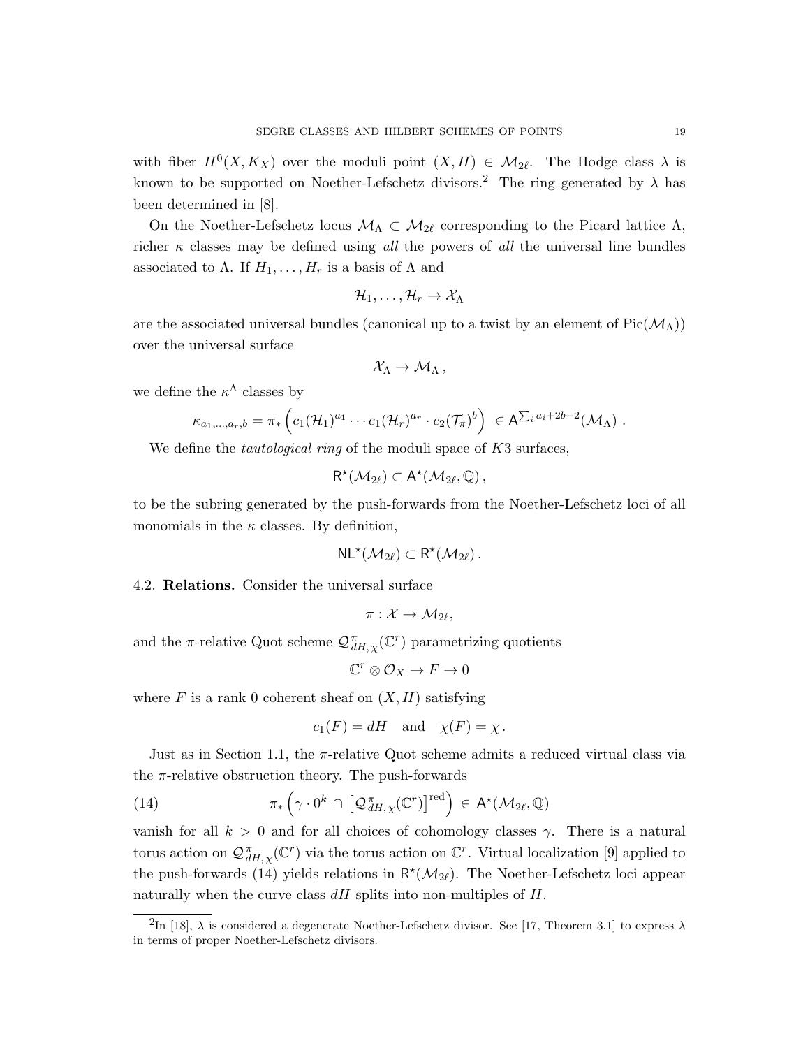with fiber $H^0(X, K_X)$ over the moduli point $(X, H) \in \mathcal{M}_{2\ell}$. The Hodge class $\lambda$ is known to be supported on Noether-Lefschetz divisors.[2] The ring generated by $\lambda$ has been determined in [8].

On the Noether-Lefschetz locus $\mathcal{M}_\Lambda \subset \mathcal{M}_{2\ell}$ corresponding to the Picard lattice $\Lambda$, richer $\kappa$ classes may be defined using *all* the powers of *all* the universal line bundles associated to $\Lambda$. If $H_1, \ldots, H_r$ is a basis of $\Lambda$ and

$$\mathcal{H}_1, \ldots, \mathcal{H}_r \to \mathcal{X}_\Lambda$$

are the associated universal bundles (canonical up to a twist by an element of $\mathrm{Pic}(\mathcal{M}_\Lambda)$) over the universal surface

$$\mathcal{X}_\Lambda \to \mathcal{M}_\Lambda \,,$$

we define the $\kappa^\Lambda$ classes by

$$\kappa_{a_1,\ldots,a_r,b} = \pi_*\left(c_1(\mathcal{H}_1)^{a_1} \cdots c_1(\mathcal{H}_r)^{a_r} \cdot c_2(\mathcal{T}_\pi)^b\right) \in \mathsf{A}^{\sum_i a_i + 2b - 2}(\mathcal{M}_\Lambda) \,.$$

We define the *tautological ring* of the moduli space of $K3$ surfaces,

$$\mathsf{R}^\star(\mathcal{M}_{2\ell}) \subset \mathsf{A}^\star(\mathcal{M}_{2\ell}, \mathbb{Q}) \,,$$

to be the subring generated by the push-forwards from the Noether-Lefschetz loci of all monomials in the $\kappa$ classes. By definition,

$$\mathsf{NL}^\star(\mathcal{M}_{2\ell}) \subset \mathsf{R}^\star(\mathcal{M}_{2\ell}) \,.$$

4.2. **Relations.** Consider the universal surface

$$\pi : \mathcal{X} \to \mathcal{M}_{2\ell},$$

and the $\pi$-relative Quot scheme $\mathcal{Q}^\pi_{dH,\chi}(\mathbb{C}^r)$ parametrizing quotients

$$\mathbb{C}^r \otimes \mathcal{O}_X \to F \to 0$$

where $F$ is a rank 0 coherent sheaf on $(X, H)$ satisfying

$$c_1(F) = dH \quad \text{and} \quad \chi(F) = \chi \,.$$

Just as in Section 1.1, the $\pi$-relative Quot scheme admits a reduced virtual class via the $\pi$-relative obstruction theory. The push-forwards

$$\pi_*\left(\gamma \cdot 0^k \cap \left[\mathcal{Q}^\pi_{dH,\chi}(\mathbb{C}^r)\right]^{\mathrm{red}}\right) \in \mathsf{A}^\star(\mathcal{M}_{2\ell}, \mathbb{Q}) \tag{14}$$

vanish for all $k > 0$ and for all choices of cohomology classes $\gamma$. There is a natural torus action on $\mathcal{Q}^\pi_{dH,\chi}(\mathbb{C}^r)$ via the torus action on $\mathbb{C}^r$. Virtual localization [9] applied to the push-forwards (14) yields relations in $\mathsf{R}^\star(\mathcal{M}_{2\ell})$. The Noether-Lefschetz loci appear naturally when the curve class $dH$ splits into non-multiples of $H$.

---

[2] In [18], $\lambda$ is considered a degenerate Noether-Lefschetz divisor. See [17, Theorem 3.1] to express $\lambda$ in terms of proper Noether-Lefschetz divisors.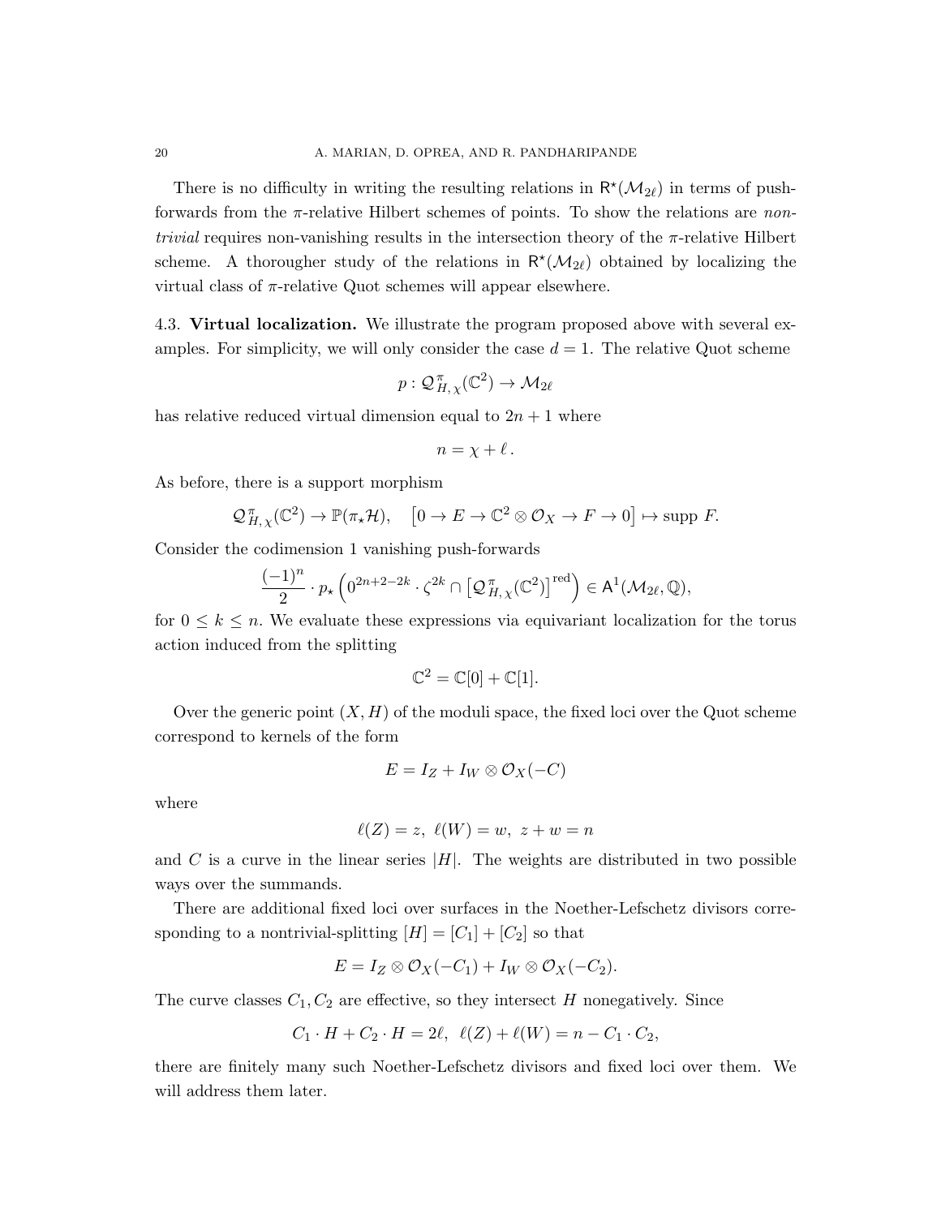There is no difficulty in writing the resulting relations in $\mathsf{R}^\star(\mathcal{M}_{2\ell})$ in terms of push-forwards from the $\pi$-relative Hilbert schemes of points. To show the relations are *non-trivial* requires non-vanishing results in the intersection theory of the $\pi$-relative Hilbert scheme. A thorougher study of the relations in $\mathsf{R}^\star(\mathcal{M}_{2\ell})$ obtained by localizing the virtual class of $\pi$-relative Quot schemes will appear elsewhere.

**4.3. Virtual localization.** We illustrate the program proposed above with several examples. For simplicity, we will only consider the case $d = 1$. The relative Quot scheme

$$p : \mathcal{Q}^{\pi}_{H,\chi}(\mathbb{C}^2) \to \mathcal{M}_{2\ell}$$

has relative reduced virtual dimension equal to $2n + 1$ where

$$n = \chi + \ell\,.$$

As before, there is a support morphism

$$\mathcal{Q}^{\pi}_{H,\chi}(\mathbb{C}^2) \to \mathbb{P}(\pi_\star \mathcal{H}), \quad \left[0 \to E \to \mathbb{C}^2 \otimes \mathcal{O}_X \to F \to 0\right] \mapsto \text{supp } F.$$

Consider the codimension 1 vanishing push-forwards

$$\frac{(-1)^n}{2} \cdot p_\star \left(0^{2n+2-2k} \cdot \zeta^{2k} \cap \left[\mathcal{Q}^{\pi}_{H,\chi}(\mathbb{C}^2)\right]^{\text{red}}\right) \in \mathsf{A}^1(\mathcal{M}_{2\ell}, \mathbb{Q}),$$

for $0 \leq k \leq n$. We evaluate these expressions via equivariant localization for the torus action induced from the splitting

$$\mathbb{C}^2 = \mathbb{C}[0] + \mathbb{C}[1].$$

Over the generic point $(X, H)$ of the moduli space, the fixed loci over the Quot scheme correspond to kernels of the form

$$E = I_Z + I_W \otimes \mathcal{O}_X(-C)$$

where

$$\ell(Z) = z,\ \ell(W) = w,\ z + w = n$$

and $C$ is a curve in the linear series $|H|$. The weights are distributed in two possible ways over the summands.

There are additional fixed loci over surfaces in the Noether-Lefschetz divisors corresponding to a nontrivial-splitting $[H] = [C_1] + [C_2]$ so that

$$E = I_Z \otimes \mathcal{O}_X(-C_1) + I_W \otimes \mathcal{O}_X(-C_2).$$

The curve classes $C_1, C_2$ are effective, so they intersect $H$ nonegatively. Since

$$C_1 \cdot H + C_2 \cdot H = 2\ell,\ \ \ell(Z) + \ell(W) = n - C_1 \cdot C_2,$$

there are finitely many such Noether-Lefschetz divisors and fixed loci over them. We will address them later.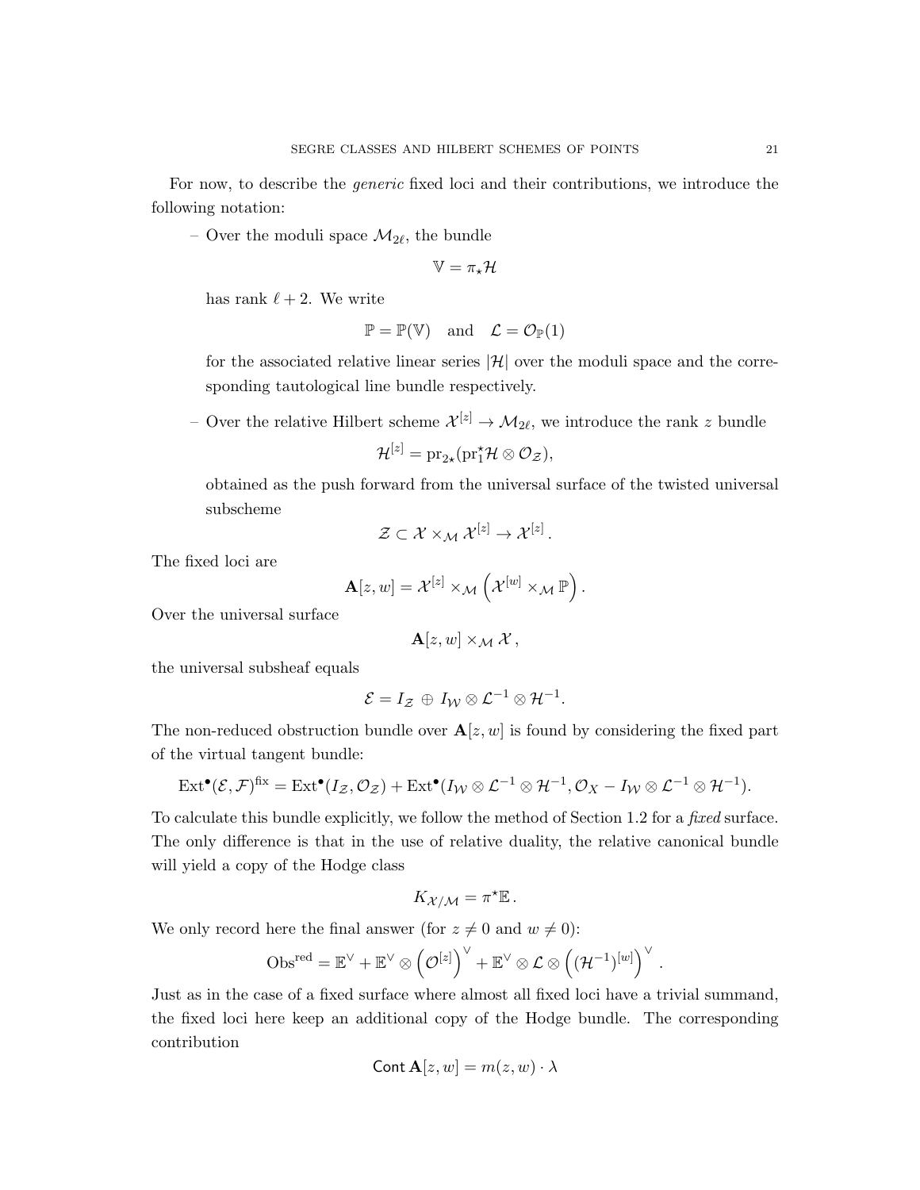For now, to describe the *generic* fixed loci and their contributions, we introduce the following notation:

– Over the moduli space $\mathcal{M}_{2\ell}$, the bundle

$$\mathbb{V} = \pi_\star \mathcal{H}$$

has rank $\ell + 2$. We write

$$\mathbb{P} = \mathbb{P}(\mathbb{V}) \quad \text{and} \quad \mathcal{L} = \mathcal{O}_{\mathbb{P}}(1)$$

for the associated relative linear series $|\mathcal{H}|$ over the moduli space and the corresponding tautological line bundle respectively.

– Over the relative Hilbert scheme $\mathcal{X}^{[z]} \to \mathcal{M}_{2\ell}$, we introduce the rank $z$ bundle

$$\mathcal{H}^{[z]} = \mathrm{pr}_{2\star}(\mathrm{pr}_1^\star \mathcal{H} \otimes \mathcal{O}_{\mathcal{Z}}),$$

obtained as the push forward from the universal surface of the twisted universal subscheme

$$\mathcal{Z} \subset \mathcal{X} \times_{\mathcal{M}} \mathcal{X}^{[z]} \to \mathcal{X}^{[z]}.$$

The fixed loci are

$$\mathbf{A}[z, w] = \mathcal{X}^{[z]} \times_{\mathcal{M}} \left( \mathcal{X}^{[w]} \times_{\mathcal{M}} \mathbb{P} \right).$$

Over the universal surface

$$\mathbf{A}[z, w] \times_{\mathcal{M}} \mathcal{X},$$

the universal subsheaf equals

$$\mathcal{E} = I_{\mathcal{Z}} \oplus I_{\mathcal{W}} \otimes \mathcal{L}^{-1} \otimes \mathcal{H}^{-1}.$$

The non-reduced obstruction bundle over $\mathbf{A}[z, w]$ is found by considering the fixed part of the virtual tangent bundle:

$$\mathrm{Ext}^\bullet(\mathcal{E}, \mathcal{F})^{\mathrm{fix}} = \mathrm{Ext}^\bullet(I_{\mathcal{Z}}, \mathcal{O}_{\mathcal{Z}}) + \mathrm{Ext}^\bullet(I_{\mathcal{W}} \otimes \mathcal{L}^{-1} \otimes \mathcal{H}^{-1}, \mathcal{O}_X - I_{\mathcal{W}} \otimes \mathcal{L}^{-1} \otimes \mathcal{H}^{-1}).$$

To calculate this bundle explicitly, we follow the method of Section 1.2 for a *fixed* surface. The only difference is that in the use of relative duality, the relative canonical bundle will yield a copy of the Hodge class

$$K_{\mathcal{X}/\mathcal{M}} = \pi^\star \mathbb{E}.$$

We only record here the final answer (for $z \neq 0$ and $w \neq 0$):

$$\mathrm{Obs}^{\mathrm{red}} = \mathbb{E}^\vee + \mathbb{E}^\vee \otimes \left( \mathcal{O}^{[z]} \right)^\vee + \mathbb{E}^\vee \otimes \mathcal{L} \otimes \left( (\mathcal{H}^{-1})^{[w]} \right)^\vee.$$

Just as in the case of a fixed surface where almost all fixed loci have a trivial summand, the fixed loci here keep an additional copy of the Hodge bundle. The corresponding contribution

$$\mathsf{Cont}\, \mathbf{A}[z, w] = m(z, w) \cdot \lambda$$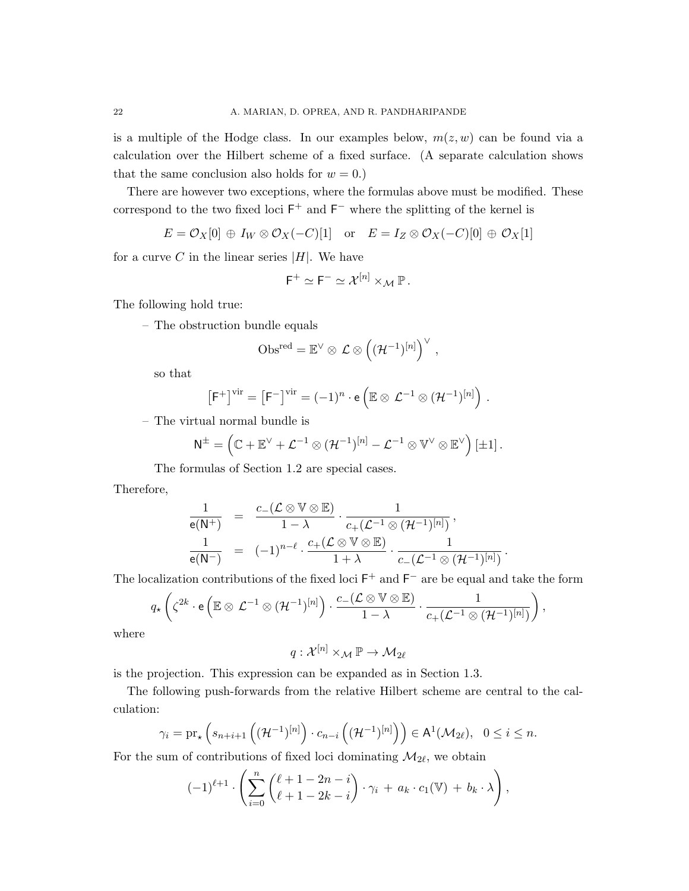is a multiple of the Hodge class. In our examples below, $m(z, w)$ can be found via a calculation over the Hilbert scheme of a fixed surface. (A separate calculation shows that the same conclusion also holds for $w = 0$.)

There are however two exceptions, where the formulas above must be modified. These correspond to the two fixed loci $\mathsf{F}^+$ and $\mathsf{F}^-$ where the splitting of the kernel is

$$E = \mathcal{O}_X[0] \,\oplus\, I_W \otimes \mathcal{O}_X(-C)[1] \quad \text{or} \quad E = I_Z \otimes \mathcal{O}_X(-C)[0] \,\oplus\, \mathcal{O}_X[1]$$

for a curve $C$ in the linear series $|H|$. We have

$$\mathsf{F}^+ \simeq \mathsf{F}^- \simeq \mathcal{X}^{[n]} \times_{\mathcal{M}} \mathbb{P}\,.$$

The following hold true:

– The obstruction bundle equals

$$\mathrm{Obs}^{\mathrm{red}} = \mathbb{E}^\vee \otimes\, \mathcal{L} \otimes \left( (\mathcal{H}^{-1})^{[n]} \right)^\vee\,,$$

so that

$$\left[\mathsf{F}^+\right]^{\mathrm{vir}} = \left[\mathsf{F}^-\right]^{\mathrm{vir}} = (-1)^n \cdot \mathsf{e}\left( \mathbb{E} \otimes\, \mathcal{L}^{-1} \otimes (\mathcal{H}^{-1})^{[n]} \right)\,.$$

– The virtual normal bundle is

$$\mathsf{N}^{\pm} = \left( \mathbb{C} + \mathbb{E}^\vee + \mathcal{L}^{-1} \otimes (\mathcal{H}^{-1})^{[n]} - \mathcal{L}^{-1} \otimes \mathbb{V}^\vee \otimes \mathbb{E}^\vee \right)[\pm 1]\,.$$

The formulas of Section 1.2 are special cases.

Therefore,

$$\begin{aligned} \frac{1}{\mathsf{e}(\mathsf{N}^+)} &= \frac{c_-(\mathcal{L} \otimes \mathbb{V} \otimes \mathbb{E})}{1 - \lambda} \cdot \frac{1}{c_+(\mathcal{L}^{-1} \otimes (\mathcal{H}^{-1})^{[n]})}\,, \\ \frac{1}{\mathsf{e}(\mathsf{N}^-)} &= (-1)^{n-\ell} \cdot \frac{c_+(\mathcal{L} \otimes \mathbb{V} \otimes \mathbb{E})}{1 + \lambda} \cdot \frac{1}{c_-(\mathcal{L}^{-1} \otimes (\mathcal{H}^{-1})^{[n]})}\,. \end{aligned}$$

The localization contributions of the fixed loci $\mathsf{F}^+$ and $\mathsf{F}^-$ are be equal and take the form

$$q_\star \left( \zeta^{2k} \cdot \mathsf{e}\left( \mathbb{E} \otimes\, \mathcal{L}^{-1} \otimes (\mathcal{H}^{-1})^{[n]} \right) \cdot \frac{c_-(\mathcal{L} \otimes \mathbb{V} \otimes \mathbb{E})}{1 - \lambda} \cdot \frac{1}{c_+(\mathcal{L}^{-1} \otimes (\mathcal{H}^{-1})^{[n]})} \right),$$

where

$$q : \mathcal{X}^{[n]} \times_{\mathcal{M}} \mathbb{P} \to \mathcal{M}_{2\ell}$$

is the projection. This expression can be expanded as in Section 1.3.

The following push-forwards from the relative Hilbert scheme are central to the calculation:

$$\gamma_i = \mathrm{pr}_\star \left( s_{n+i+1}\left( (\mathcal{H}^{-1})^{[n]} \right) \cdot c_{n-i}\left( (\mathcal{H}^{-1})^{[n]} \right) \right) \in \mathsf{A}^1(\mathcal{M}_{2\ell}), \quad 0 \le i \le n.$$

For the sum of contributions of fixed loci dominating $\mathcal{M}_{2\ell}$, we obtain

$$(-1)^{\ell+1} \cdot \left( \sum_{i=0}^{n} \binom{\ell + 1 - 2n - i}{\ell + 1 - 2k - i} \cdot \gamma_i \,+\, a_k \cdot c_1(\mathbb{V}) \,+\, b_k \cdot \lambda \right),$$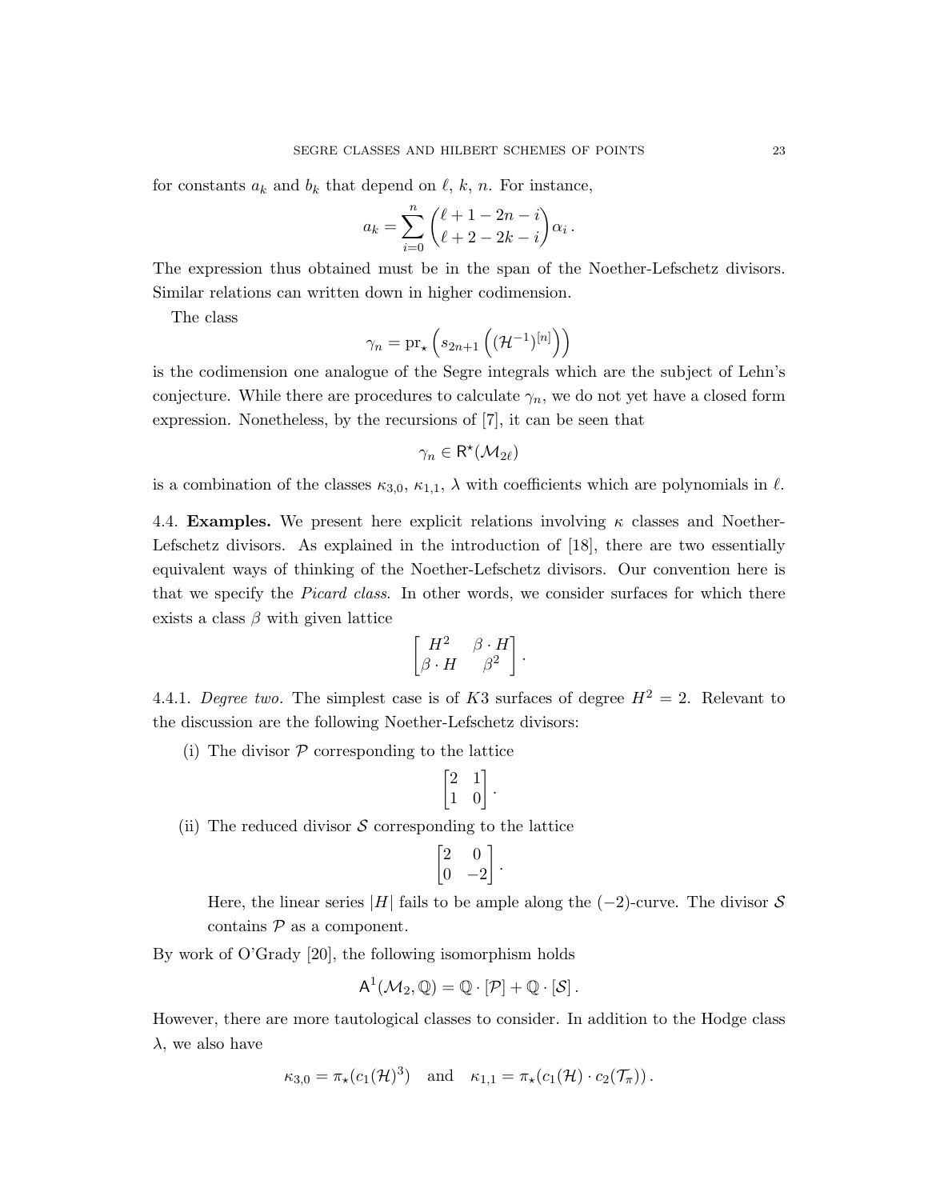for constants $a_k$ and $b_k$ that depend on $\ell$, $k$, $n$. For instance,

$$a_k = \sum_{i=0}^{n} \binom{\ell+1-2n-i}{\ell+2-2k-i} \alpha_i \,.$$

The expression thus obtained must be in the span of the Noether-Lefschetz divisors. Similar relations can written down in higher codimension.

The class

$$\gamma_n = \mathrm{pr}_\star \left( s_{2n+1} \left( (\mathcal{H}^{-1})^{[n]} \right) \right)$$

is the codimension one analogue of the Segre integrals which are the subject of Lehn's conjecture. While there are procedures to calculate $\gamma_n$, we do not yet have a closed form expression. Nonetheless, by the recursions of [7], it can be seen that

$$\gamma_n \in \mathsf{R}^\star(\mathcal{M}_{2\ell})$$

is a combination of the classes $\kappa_{3,0}$, $\kappa_{1,1}$, $\lambda$ with coefficients which are polynomials in $\ell$.

4.4. **Examples.** We present here explicit relations involving $\kappa$ classes and Noether-Lefschetz divisors. As explained in the introduction of [18], there are two essentially equivalent ways of thinking of the Noether-Lefschetz divisors. Our convention here is that we specify the *Picard class*. In other words, we consider surfaces for which there exists a class $\beta$ with given lattice

$$\begin{bmatrix} H^2 & \beta \cdot H \\ \beta \cdot H & \beta^2 \end{bmatrix}.$$

4.4.1. *Degree two.* The simplest case is of $K3$ surfaces of degree $H^2 = 2$. Relevant to the discussion are the following Noether-Lefschetz divisors:

(i) The divisor $\mathcal{P}$ corresponding to the lattice

$$\begin{bmatrix} 2 & 1 \\ 1 & 0 \end{bmatrix}.$$

(ii) The reduced divisor $\mathcal{S}$ corresponding to the lattice

$$\begin{bmatrix} 2 & 0 \\ 0 & -2 \end{bmatrix}.$$

Here, the linear series $|H|$ fails to be ample along the $(-2)$-curve. The divisor $\mathcal{S}$ contains $\mathcal{P}$ as a component.

By work of O'Grady [20], the following isomorphism holds

$$\mathsf{A}^1(\mathcal{M}_2, \mathbb{Q}) = \mathbb{Q} \cdot [\mathcal{P}] + \mathbb{Q} \cdot [\mathcal{S}] \,.$$

However, there are more tautological classes to consider. In addition to the Hodge class $\lambda$, we also have

$$\kappa_{3,0} = \pi_\star(c_1(\mathcal{H})^3) \quad \text{and} \quad \kappa_{1,1} = \pi_\star(c_1(\mathcal{H}) \cdot c_2(\mathcal{T}_\pi)) \,.$$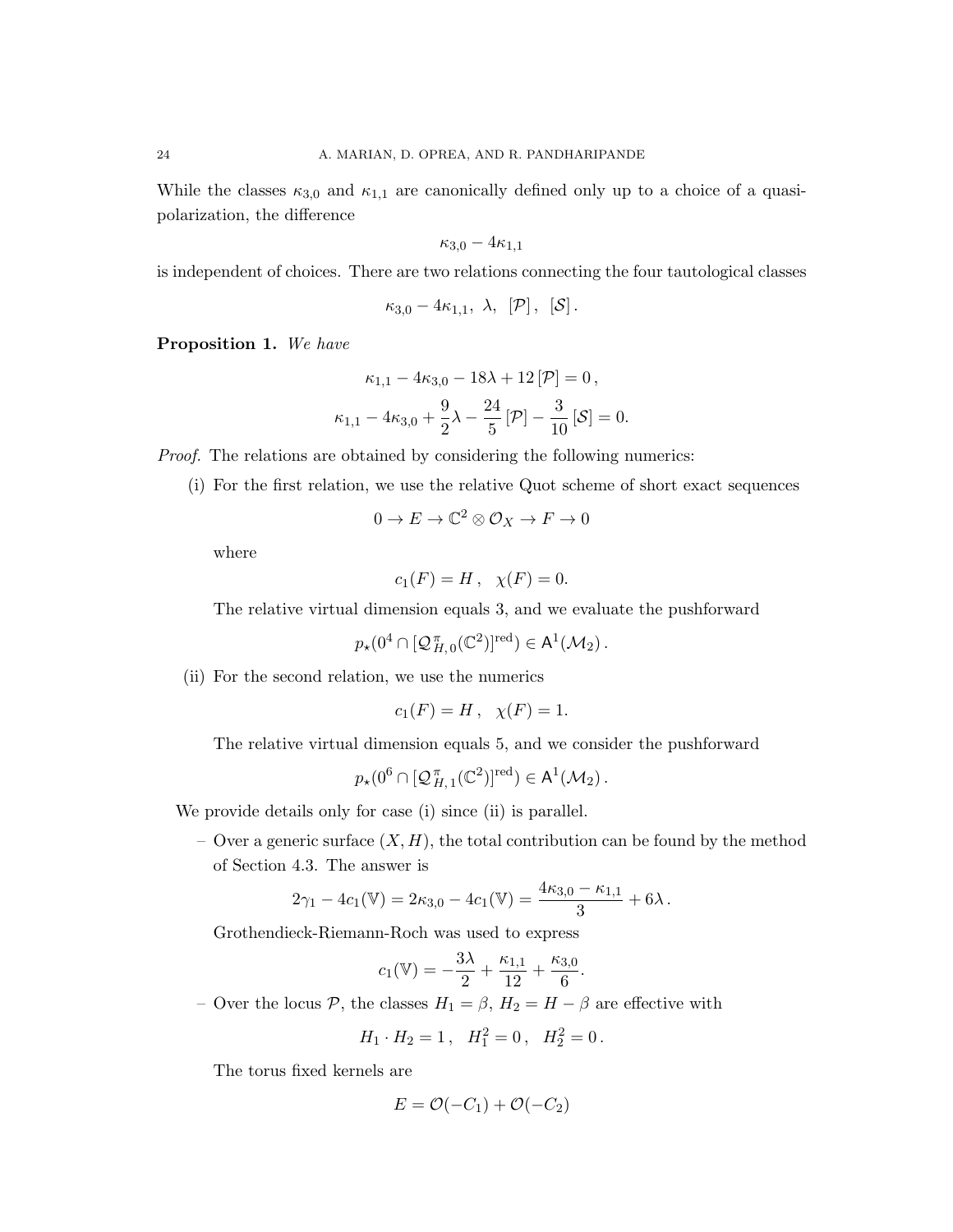While the classes $\kappa_{3,0}$ and $\kappa_{1,1}$ are canonically defined only up to a choice of a quasi-polarization, the difference

$$\kappa_{3,0} - 4\kappa_{1,1}$$

is independent of choices. There are two relations connecting the four tautological classes

$$\kappa_{3,0} - 4\kappa_{1,1},\ \lambda,\ [\mathcal{P}]\,,\ [\mathcal{S}]\,.$$

**Proposition 1.** *We have*

$$\kappa_{1,1} - 4\kappa_{3,0} - 18\lambda + 12\,[\mathcal{P}] = 0\,,$$

$$\kappa_{1,1} - 4\kappa_{3,0} + \frac{9}{2}\lambda - \frac{24}{5}\,[\mathcal{P}] - \frac{3}{10}\,[\mathcal{S}] = 0.$$

*Proof.* The relations are obtained by considering the following numerics:

(i) For the first relation, we use the relative Quot scheme of short exact sequences

$$0 \to E \to \mathbb{C}^2 \otimes \mathcal{O}_X \to F \to 0$$

where

$$c_1(F) = H\,,\quad \chi(F) = 0.$$

The relative virtual dimension equals 3, and we evaluate the pushforward

$$p_\star(0^4 \cap [\mathcal{Q}^{\pi}_{H,0}(\mathbb{C}^2)]^{\mathrm{red}}) \in \mathsf{A}^1(\mathcal{M}_2)\,.$$

(ii) For the second relation, we use the numerics

$$c_1(F) = H\,,\quad \chi(F) = 1.$$

The relative virtual dimension equals 5, and we consider the pushforward

$$p_\star(0^6 \cap [\mathcal{Q}^{\pi}_{H,1}(\mathbb{C}^2)]^{\mathrm{red}}) \in \mathsf{A}^1(\mathcal{M}_2)\,.$$

We provide details only for case (i) since (ii) is parallel.

– Over a generic surface $(X, H)$, the total contribution can be found by the method of Section 4.3. The answer is

$$2\gamma_1 - 4c_1(\mathbb{V}) = 2\kappa_{3,0} - 4c_1(\mathbb{V}) = \frac{4\kappa_{3,0} - \kappa_{1,1}}{3} + 6\lambda\,.$$

Grothendieck-Riemann-Roch was used to express

$$c_1(\mathbb{V}) = -\frac{3\lambda}{2} + \frac{\kappa_{1,1}}{12} + \frac{\kappa_{3,0}}{6}.$$

– Over the locus $\mathcal{P}$, the classes $H_1 = \beta$, $H_2 = H - \beta$ are effective with

$$H_1 \cdot H_2 = 1\,,\quad H_1^2 = 0\,,\quad H_2^2 = 0\,.$$

The torus fixed kernels are

$$E = \mathcal{O}(-C_1) + \mathcal{O}(-C_2)$$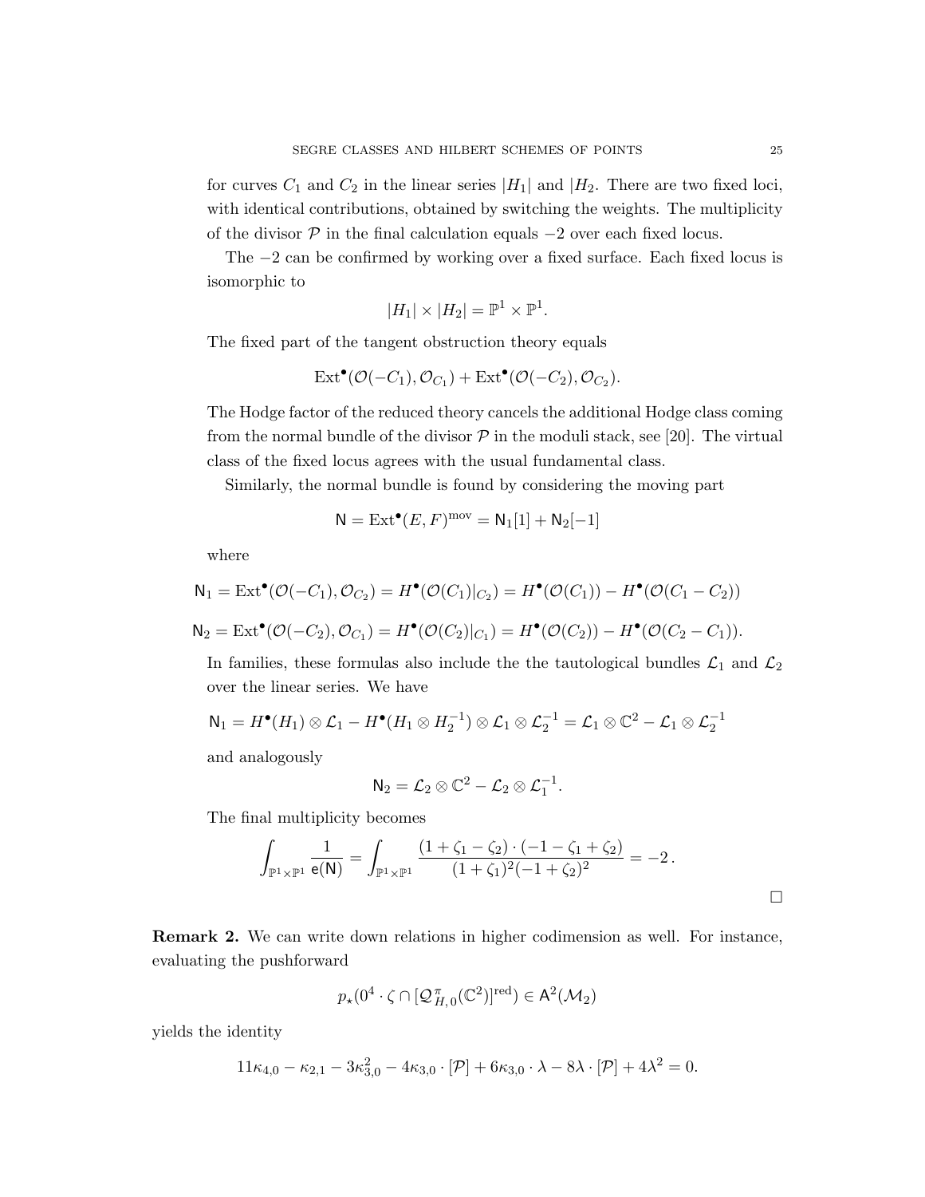for curves $C_1$ and $C_2$ in the linear series $|H_1|$ and $|H_2$. There are two fixed loci, with identical contributions, obtained by switching the weights. The multiplicity of the divisor $\mathcal{P}$ in the final calculation equals $-2$ over each fixed locus.

The $-2$ can be confirmed by working over a fixed surface. Each fixed locus is isomorphic to

$$|H_1| \times |H_2| = \mathbb{P}^1 \times \mathbb{P}^1.$$

The fixed part of the tangent obstruction theory equals

$$\mathrm{Ext}^\bullet(\mathcal{O}(-C_1), \mathcal{O}_{C_1}) + \mathrm{Ext}^\bullet(\mathcal{O}(-C_2), \mathcal{O}_{C_2}).$$

The Hodge factor of the reduced theory cancels the additional Hodge class coming from the normal bundle of the divisor $\mathcal{P}$ in the moduli stack, see [20]. The virtual class of the fixed locus agrees with the usual fundamental class.

Similarly, the normal bundle is found by considering the moving part

$$\mathsf{N} = \mathrm{Ext}^\bullet(E, F)^{\mathrm{mov}} = \mathsf{N}_1[1] + \mathsf{N}_2[-1]$$

where

$$\mathsf{N}_1 = \mathrm{Ext}^\bullet(\mathcal{O}(-C_1), \mathcal{O}_{C_2}) = H^\bullet(\mathcal{O}(C_1)|_{C_2}) = H^\bullet(\mathcal{O}(C_1)) - H^\bullet(\mathcal{O}(C_1 - C_2))$$

$$\mathsf{N}_2 = \mathrm{Ext}^\bullet(\mathcal{O}(-C_2), \mathcal{O}_{C_1}) = H^\bullet(\mathcal{O}(C_2)|_{C_1}) = H^\bullet(\mathcal{O}(C_2)) - H^\bullet(\mathcal{O}(C_2 - C_1)).$$

In families, these formulas also include the the tautological bundles $\mathcal{L}_1$ and $\mathcal{L}_2$ over the linear series. We have

$$\mathsf{N}_1 = H^\bullet(H_1) \otimes \mathcal{L}_1 - H^\bullet(H_1 \otimes H_2^{-1}) \otimes \mathcal{L}_1 \otimes \mathcal{L}_2^{-1} = \mathcal{L}_1 \otimes \mathbb{C}^2 - \mathcal{L}_1 \otimes \mathcal{L}_2^{-1}$$

and analogously

$$\mathsf{N}_2 = \mathcal{L}_2 \otimes \mathbb{C}^2 - \mathcal{L}_2 \otimes \mathcal{L}_1^{-1}.$$

The final multiplicity becomes

$$\int_{\mathbb{P}^1 \times \mathbb{P}^1} \frac{1}{\mathsf{e}(\mathsf{N})} = \int_{\mathbb{P}^1 \times \mathbb{P}^1} \frac{(1 + \zeta_1 - \zeta_2) \cdot (-1 - \zeta_1 + \zeta_2)}{(1 + \zeta_1)^2 (-1 + \zeta_2)^2} = -2\,.$$

□

**Remark 2.** We can write down relations in higher codimension as well. For instance, evaluating the pushforward

$$p_\star(0^4 \cdot \zeta \cap [\mathcal{Q}^{\,\pi}_{H,0}(\mathbb{C}^2)]^{\mathrm{red}}) \in \mathsf{A}^2(\mathcal{M}_2)$$

yields the identity

$$11\kappa_{4,0} - \kappa_{2,1} - 3\kappa_{3,0}^2 - 4\kappa_{3,0} \cdot [\mathcal{P}] + 6\kappa_{3,0} \cdot \lambda - 8\lambda \cdot [\mathcal{P}] + 4\lambda^2 = 0.$$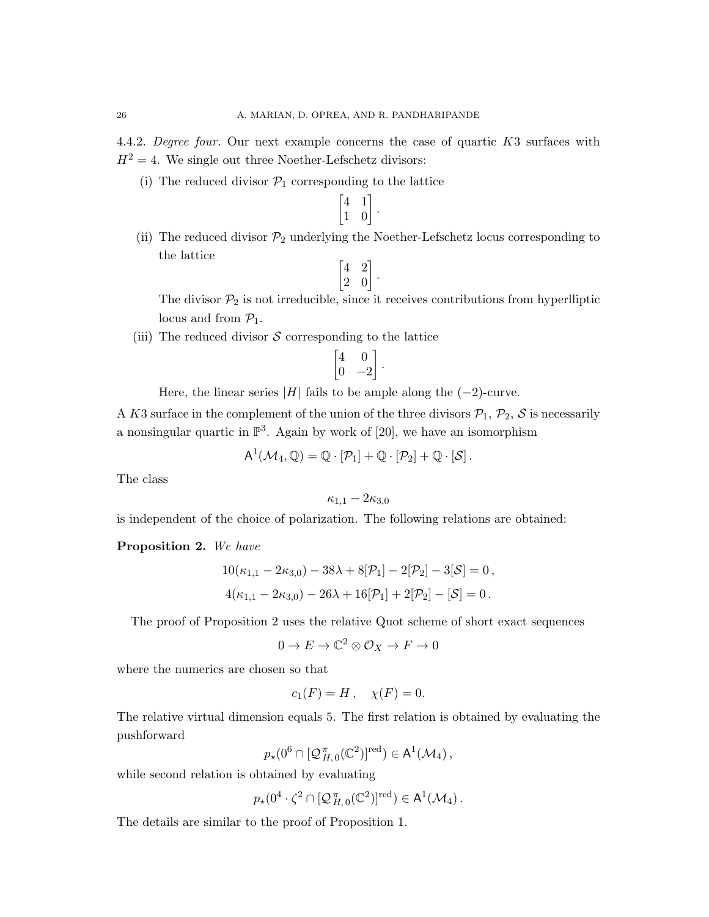4.4.2. *Degree four.* Our next example concerns the case of quartic $K3$ surfaces with $H^2 = 4$. We single out three Noether-Lefschetz divisors:

(i) The reduced divisor $\mathcal{P}_1$ corresponding to the lattice

$$\begin{bmatrix} 4 & 1 \\ 1 & 0 \end{bmatrix}.$$

(ii) The reduced divisor $\mathcal{P}_2$ underlying the Noether-Lefschetz locus corresponding to the lattice

$$\begin{bmatrix} 4 & 2 \\ 2 & 0 \end{bmatrix}.$$

The divisor $\mathcal{P}_2$ is not irreducible, since it receives contributions from hyperlliptic locus and from $\mathcal{P}_1$.

(iii) The reduced divisor $\mathcal{S}$ corresponding to the lattice

$$\begin{bmatrix} 4 & 0 \\ 0 & -2 \end{bmatrix}.$$

Here, the linear series $|H|$ fails to be ample along the $(-2)$-curve.

A $K3$ surface in the complement of the union of the three divisors $\mathcal{P}_1$, $\mathcal{P}_2$, $\mathcal{S}$ is necessarily a nonsingular quartic in $\mathbb{P}^3$. Again by work of [20], we have an isomorphism

$$\mathsf{A}^1(\mathcal{M}_4, \mathbb{Q}) = \mathbb{Q} \cdot [\mathcal{P}_1] + \mathbb{Q} \cdot [\mathcal{P}_2] + \mathbb{Q} \cdot [\mathcal{S}] .$$

The class

$$\kappa_{1,1} - 2\kappa_{3,0}$$

is independent of the choice of polarization. The following relations are obtained:

**Proposition 2.** *We have*

$$10(\kappa_{1,1} - 2\kappa_{3,0}) - 38\lambda + 8[\mathcal{P}_1] - 2[\mathcal{P}_2] - 3[\mathcal{S}] = 0 ,$$
$$4(\kappa_{1,1} - 2\kappa_{3,0}) - 26\lambda + 16[\mathcal{P}_1] + 2[\mathcal{P}_2] - [\mathcal{S}] = 0 .$$

The proof of Proposition 2 uses the relative Quot scheme of short exact sequences

$$0 \to E \to \mathbb{C}^2 \otimes \mathcal{O}_X \to F \to 0$$

where the numerics are chosen so that

$$c_1(F) = H , \quad \chi(F) = 0.$$

The relative virtual dimension equals 5. The first relation is obtained by evaluating the pushforward

$$p_\star(0^6 \cap [\mathcal{Q}^{\,\pi}_{H,\,0}(\mathbb{C}^2)]^{\mathrm{red}}) \in \mathsf{A}^1(\mathcal{M}_4) ,$$

while second relation is obtained by evaluating

$$p_\star(0^4 \cdot \zeta^2 \cap [\mathcal{Q}^{\,\pi}_{H,\,0}(\mathbb{C}^2)]^{\mathrm{red}}) \in \mathsf{A}^1(\mathcal{M}_4) .$$

The details are similar to the proof of Proposition 1.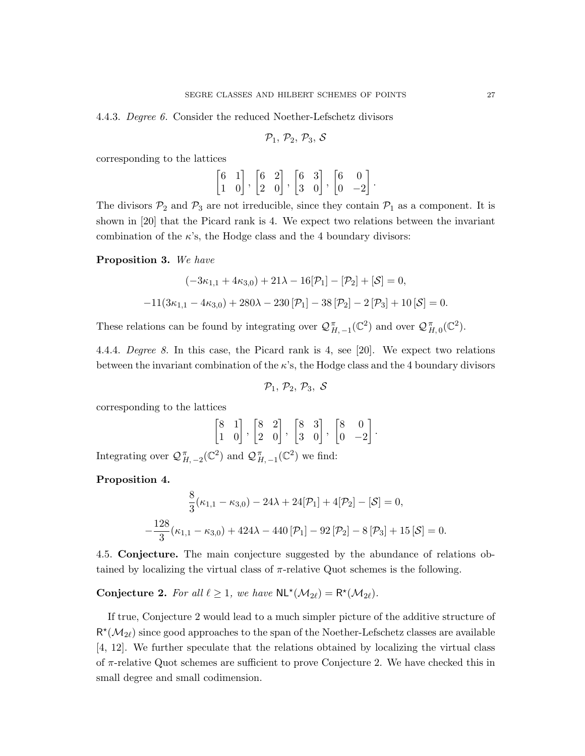4.4.3. *Degree 6.* Consider the reduced Noether-Lefschetz divisors

$$\mathcal{P}_1,\, \mathcal{P}_2,\, \mathcal{P}_3,\, \mathcal{S}$$

corresponding to the lattices

$$\begin{bmatrix} 6 & 1 \\ 1 & 0 \end{bmatrix}, \begin{bmatrix} 6 & 2 \\ 2 & 0 \end{bmatrix}, \begin{bmatrix} 6 & 3 \\ 3 & 0 \end{bmatrix}, \begin{bmatrix} 6 & 0 \\ 0 & -2 \end{bmatrix}.$$

The divisors $\mathcal{P}_2$ and $\mathcal{P}_3$ are not irreducible, since they contain $\mathcal{P}_1$ as a component. It is shown in [20] that the Picard rank is 4. We expect two relations between the invariant combination of the $\kappa$'s, the Hodge class and the 4 boundary divisors:

**Proposition 3.** *We have*

$$(-3\kappa_{1,1} + 4\kappa_{3,0}) + 21\lambda - 16[\mathcal{P}_1] - [\mathcal{P}_2] + [\mathcal{S}] = 0,$$

$$-11(3\kappa_{1,1} - 4\kappa_{3,0}) + 280\lambda - 230\,[\mathcal{P}_1] - 38\,[\mathcal{P}_2] - 2\,[\mathcal{P}_3] + 10\,[\mathcal{S}] = 0.$$

These relations can be found by integrating over $\mathcal{Q}^{\pi}_{H,-1}(\mathbb{C}^2)$ and over $\mathcal{Q}^{\pi}_{H,0}(\mathbb{C}^2)$.

4.4.4. *Degree 8.* In this case, the Picard rank is 4, see [20]. We expect two relations between the invariant combination of the $\kappa$'s, the Hodge class and the 4 boundary divisors

$$\mathcal{P}_1,\, \mathcal{P}_2,\, \mathcal{P}_3,\, \mathcal{S}$$

corresponding to the lattices

$$\begin{bmatrix} 8 & 1 \\ 1 & 0 \end{bmatrix}, \begin{bmatrix} 8 & 2 \\ 2 & 0 \end{bmatrix}, \begin{bmatrix} 8 & 3 \\ 3 & 0 \end{bmatrix}, \begin{bmatrix} 8 & 0 \\ 0 & -2 \end{bmatrix}.$$

Integrating over $\mathcal{Q}^{\pi}_{H,-2}(\mathbb{C}^2)$ and $\mathcal{Q}^{\pi}_{H,-1}(\mathbb{C}^2)$ we find:

**Proposition 4.**

$$\frac{8}{3}(\kappa_{1,1} - \kappa_{3,0}) - 24\lambda + 24[\mathcal{P}_1] + 4[\mathcal{P}_2] - [\mathcal{S}] = 0,$$

$$-\frac{128}{3}(\kappa_{1,1} - \kappa_{3,0}) + 424\lambda - 440\,[\mathcal{P}_1] - 92\,[\mathcal{P}_2] - 8\,[\mathcal{P}_3] + 15\,[\mathcal{S}] = 0.$$

4.5. **Conjecture.** The main conjecture suggested by the abundance of relations obtained by localizing the virtual class of $\pi$-relative Quot schemes is the following.

**Conjecture 2.** *For all $\ell \geq 1$, we have $\mathsf{NL}^{\star}(\mathcal{M}_{2\ell}) = \mathsf{R}^{\star}(\mathcal{M}_{2\ell})$.*

If true, Conjecture 2 would lead to a much simpler picture of the additive structure of $\mathsf{R}^{\star}(\mathcal{M}_{2\ell})$ since good approaches to the span of the Noether-Lefschetz classes are available [4, 12]. We further speculate that the relations obtained by localizing the virtual class of $\pi$-relative Quot schemes are sufficient to prove Conjecture 2. We have checked this in small degree and small codimension.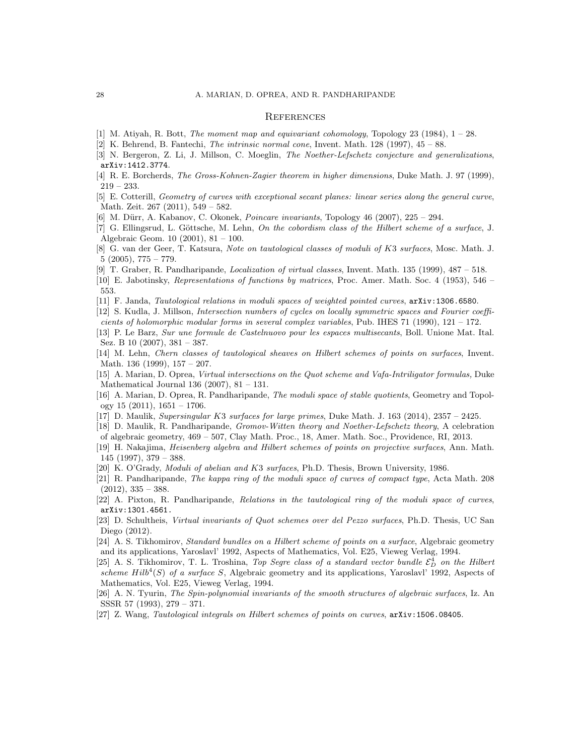## References

[1] M. Atiyah, R. Bott, *The moment map and equivariant cohomology*, Topology 23 (1984), 1 – 28.

[2] K. Behrend, B. Fantechi, *The intrinsic normal cone*, Invent. Math. 128 (1997), 45 – 88.

[3] N. Bergeron, Z. Li, J. Millson, C. Moeglin, *The Noether-Lefschetz conjecture and generalizations*, arXiv:1412.3774.

[4] R. E. Borcherds, *The Gross-Kohnen-Zagier theorem in higher dimensions*, Duke Math. J. 97 (1999), 219 – 233.

[5] E. Cotterill, *Geometry of curves with exceptional secant planes: linear series along the general curve*, Math. Zeit. 267 (2011), 549 – 582.

[6] M. Dürr, A. Kabanov, C. Okonek, *Poincare invariants*, Topology 46 (2007), 225 – 294.

[7] G. Ellingsrud, L. Göttsche, M. Lehn, *On the cobordism class of the Hilbert scheme of a surface*, J. Algebraic Geom. 10 (2001), 81 – 100.

[8] G. van der Geer, T. Katsura, *Note on tautological classes of moduli of $K3$ surfaces*, Mosc. Math. J. 5 (2005), 775 – 779.

[9] T. Graber, R. Pandharipande, *Localization of virtual classes*, Invent. Math. 135 (1999), 487 – 518.

[10] E. Jabotinsky, *Representations of functions by matrices*, Proc. Amer. Math. Soc. 4 (1953), 546 – 553.

[11] F. Janda, *Tautological relations in moduli spaces of weighted pointed curves*, arXiv:1306.6580.

[12] S. Kudla, J. Millson, *Intersection numbers of cycles on locally symmetric spaces and Fourier coefficients of holomorphic modular forms in several complex variables*, Pub. IHES 71 (1990), 121 – 172.

[13] P. Le Barz, *Sur une formule de Castelnuovo pour les espaces multisecants*, Boll. Unione Mat. Ital. Sez. B 10 (2007), 381 – 387.

[14] M. Lehn, *Chern classes of tautological sheaves on Hilbert schemes of points on surfaces*, Invent. Math. 136 (1999), 157 – 207.

[15] A. Marian, D. Oprea, *Virtual intersections on the Quot scheme and Vafa-Intriligator formulas,* Duke Mathematical Journal 136 (2007), 81 – 131.

[16] A. Marian, D. Oprea, R. Pandharipande, *The moduli space of stable quotients*, Geometry and Topology 15 (2011), 1651 – 1706.

[17] D. Maulik, *Supersingular $K3$ surfaces for large primes*, Duke Math. J. 163 (2014), 2357 – 2425.

[18] D. Maulik, R. Pandharipande, *Gromov-Witten theory and Noether-Lefschetz theory*, A celebration of algebraic geometry, 469 – 507, Clay Math. Proc., 18, Amer. Math. Soc., Providence, RI, 2013.

[19] H. Nakajima, *Heisenberg algebra and Hilbert schemes of points on projective surfaces*, Ann. Math. 145 (1997), 379 – 388.

[20] K. O'Grady, *Moduli of abelian and $K3$ surfaces*, Ph.D. Thesis, Brown University, 1986.

[21] R. Pandharipande, *The kappa ring of the moduli space of curves of compact type*, Acta Math. 208 (2012), 335 – 388.

[22] A. Pixton, R. Pandharipande, *Relations in the tautological ring of the moduli space of curves*, arXiv:1301.4561.

[23] D. Schultheis, *Virtual invariants of Quot schemes over del Pezzo surfaces*, Ph.D. Thesis, UC San Diego (2012).

[24] A. S. Tikhomirov, *Standard bundles on a Hilbert scheme of points on a surface*, Algebraic geometry and its applications, Yaroslavl' 1992, Aspects of Mathematics, Vol. E25, Vieweg Verlag, 1994.

[25] A. S. Tikhomirov, T. L. Troshina, *Top Segre class of a standard vector bundle $\mathcal{E}^4_D$ on the Hilbert scheme $Hilb^4(S)$ of a surface $S$*, Algebraic geometry and its applications, Yaroslavl' 1992, Aspects of Mathematics, Vol. E25, Vieweg Verlag, 1994.

[26] A. N. Tyurin, *The Spin-polynomial invariants of the smooth structures of algebraic surfaces*, Iz. An SSSR 57 (1993), 279 – 371.

[27] Z. Wang, *Tautological integrals on Hilbert schemes of points on curves*, arXiv:1506.08405.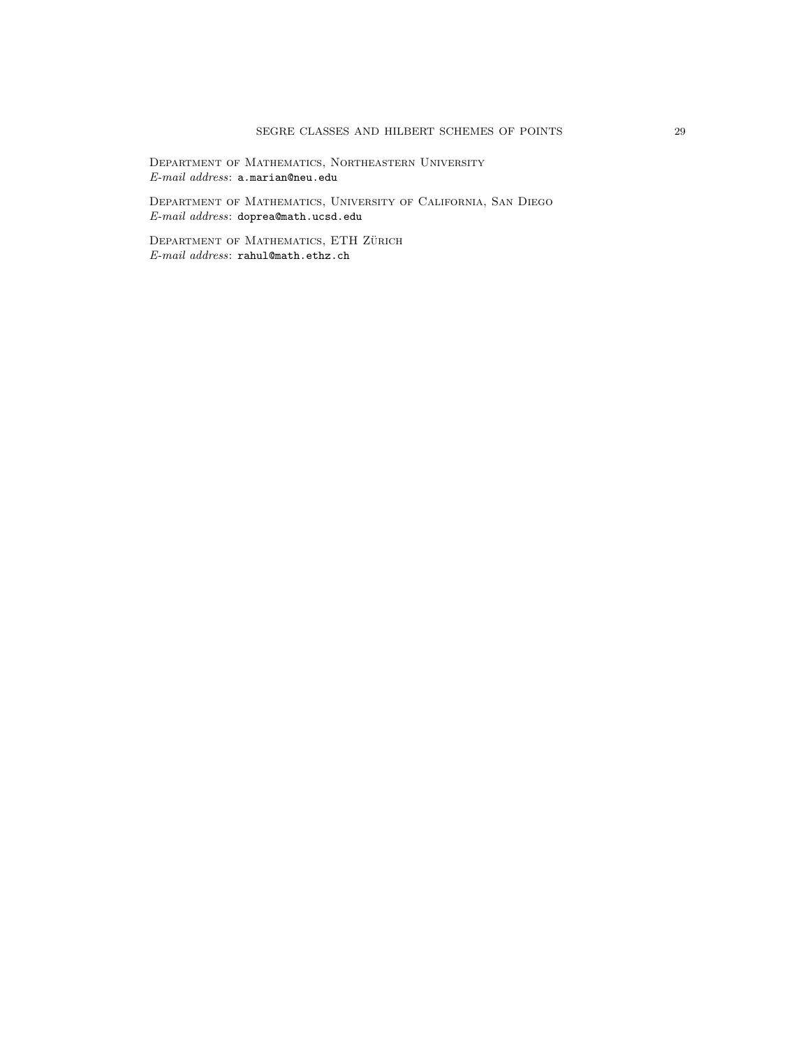Department of Mathematics, Northeastern University
*E-mail address*: a.marian@neu.edu

Department of Mathematics, University of California, San Diego
*E-mail address*: doprea@math.ucsd.edu

Department of Mathematics, ETH Zürich
*E-mail address*: rahul@math.ethz.ch